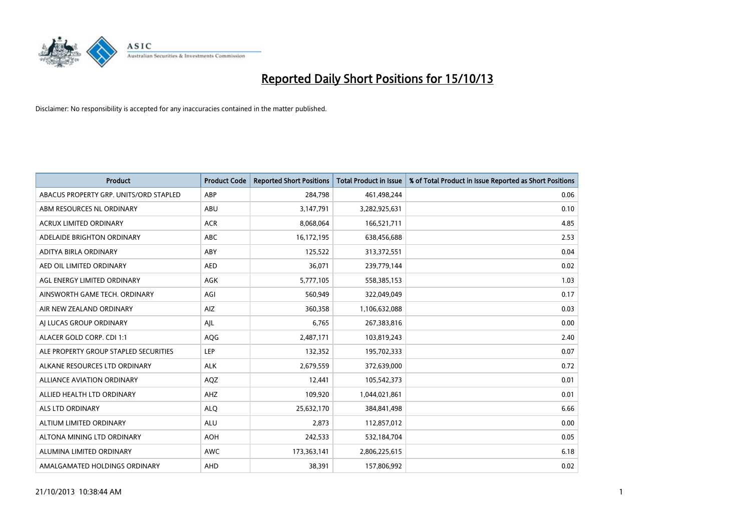# Reported Daily Short Positions for 15/10/13

Disclaimer: No responsibility is accepted for any inaccuracies contained in the matter published.

| Product | Product Code | Reported Short Positions | Total Product in Issue | % of Total Product in Issue Reported as Short Positions |
|---|---|---|---|---|
| ABACUS PROPERTY GRP. UNITS/ORD STAPLED | ABP | 284,798 | 461,498,244 | 0.06 |
| ABM RESOURCES NL ORDINARY | ABU | 3,147,791 | 3,282,925,631 | 0.10 |
| ACRUX LIMITED ORDINARY | ACR | 8,068,064 | 166,521,711 | 4.85 |
| ADELAIDE BRIGHTON ORDINARY | ABC | 16,172,195 | 638,456,688 | 2.53 |
| ADITYA BIRLA ORDINARY | ABY | 125,522 | 313,372,551 | 0.04 |
| AED OIL LIMITED ORDINARY | AED | 36,071 | 239,779,144 | 0.02 |
| AGL ENERGY LIMITED ORDINARY | AGK | 5,777,105 | 558,385,153 | 1.03 |
| AINSWORTH GAME TECH. ORDINARY | AGI | 560,949 | 322,049,049 | 0.17 |
| AIR NEW ZEALAND ORDINARY | AIZ | 360,358 | 1,106,632,088 | 0.03 |
| AJ LUCAS GROUP ORDINARY | AJL | 6,765 | 267,383,816 | 0.00 |
| ALACER GOLD CORP. CDI 1:1 | AQG | 2,487,171 | 103,819,243 | 2.40 |
| ALE PROPERTY GROUP STAPLED SECURITIES | LEP | 132,352 | 195,702,333 | 0.07 |
| ALKANE RESOURCES LTD ORDINARY | ALK | 2,679,559 | 372,639,000 | 0.72 |
| ALLIANCE AVIATION ORDINARY | AQZ | 12,441 | 105,542,373 | 0.01 |
| ALLIED HEALTH LTD ORDINARY | AHZ | 109,920 | 1,044,021,861 | 0.01 |
| ALS LTD ORDINARY | ALQ | 25,632,170 | 384,841,498 | 6.66 |
| ALTIUM LIMITED ORDINARY | ALU | 2,873 | 112,857,012 | 0.00 |
| ALTONA MINING LTD ORDINARY | AOH | 242,533 | 532,184,704 | 0.05 |
| ALUMINA LIMITED ORDINARY | AWC | 173,363,141 | 2,806,225,615 | 6.18 |
| AMALGAMATED HOLDINGS ORDINARY | AHD | 38,391 | 157,806,992 | 0.02 |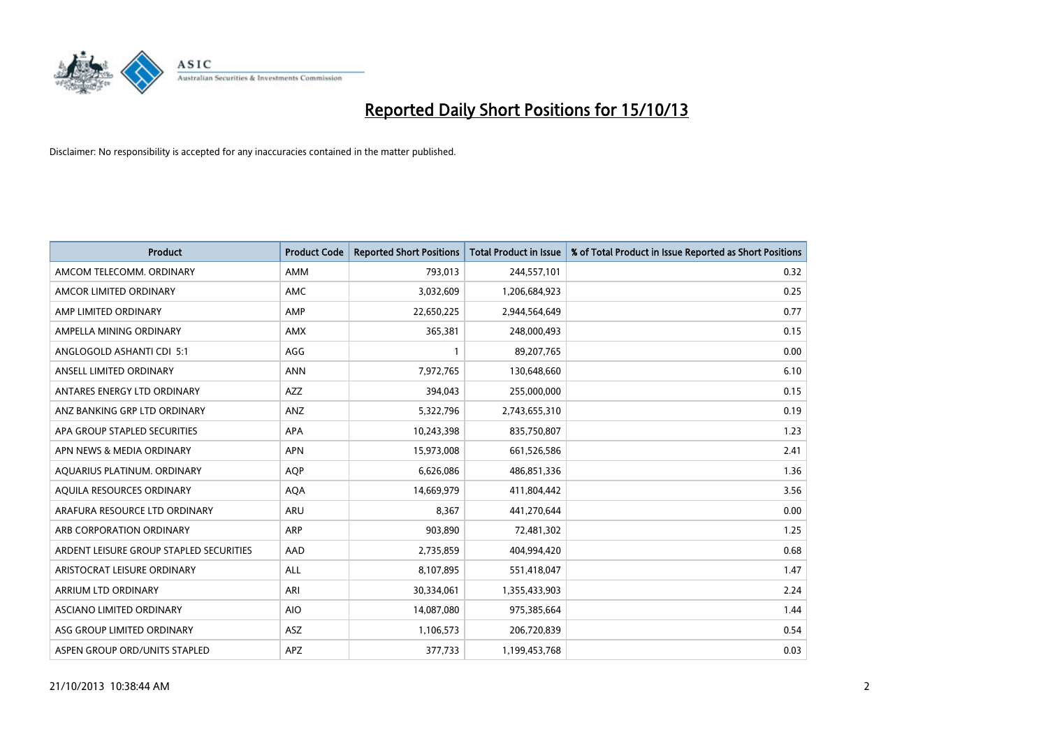# Reported Daily Short Positions for 15/10/13

Disclaimer: No responsibility is accepted for any inaccuracies contained in the matter published.

| Product | Product Code | Reported Short Positions | Total Product in Issue | % of Total Product in Issue Reported as Short Positions |
|---|---|---|---|---|
| AMCOM TELECOMM. ORDINARY | AMM | 793,013 | 244,557,101 | 0.32 |
| AMCOR LIMITED ORDINARY | AMC | 3,032,609 | 1,206,684,923 | 0.25 |
| AMP LIMITED ORDINARY | AMP | 22,650,225 | 2,944,564,649 | 0.77 |
| AMPELLA MINING ORDINARY | AMX | 365,381 | 248,000,493 | 0.15 |
| ANGLOGOLD ASHANTI CDI 5:1 | AGG | 1 | 89,207,765 | 0.00 |
| ANSELL LIMITED ORDINARY | ANN | 7,972,765 | 130,648,660 | 6.10 |
| ANTARES ENERGY LTD ORDINARY | AZZ | 394,043 | 255,000,000 | 0.15 |
| ANZ BANKING GRP LTD ORDINARY | ANZ | 5,322,796 | 2,743,655,310 | 0.19 |
| APA GROUP STAPLED SECURITIES | APA | 10,243,398 | 835,750,807 | 1.23 |
| APN NEWS & MEDIA ORDINARY | APN | 15,973,008 | 661,526,586 | 2.41 |
| AQUARIUS PLATINUM. ORDINARY | AQP | 6,626,086 | 486,851,336 | 1.36 |
| AQUILA RESOURCES ORDINARY | AQA | 14,669,979 | 411,804,442 | 3.56 |
| ARAFURA RESOURCE LTD ORDINARY | ARU | 8,367 | 441,270,644 | 0.00 |
| ARB CORPORATION ORDINARY | ARP | 903,890 | 72,481,302 | 1.25 |
| ARDENT LEISURE GROUP STAPLED SECURITIES | AAD | 2,735,859 | 404,994,420 | 0.68 |
| ARISTOCRAT LEISURE ORDINARY | ALL | 8,107,895 | 551,418,047 | 1.47 |
| ARRIUM LTD ORDINARY | ARI | 30,334,061 | 1,355,433,903 | 2.24 |
| ASCIANO LIMITED ORDINARY | AIO | 14,087,080 | 975,385,664 | 1.44 |
| ASG GROUP LIMITED ORDINARY | ASZ | 1,106,573 | 206,720,839 | 0.54 |
| ASPEN GROUP ORD/UNITS STAPLED | APZ | 377,733 | 1,199,453,768 | 0.03 |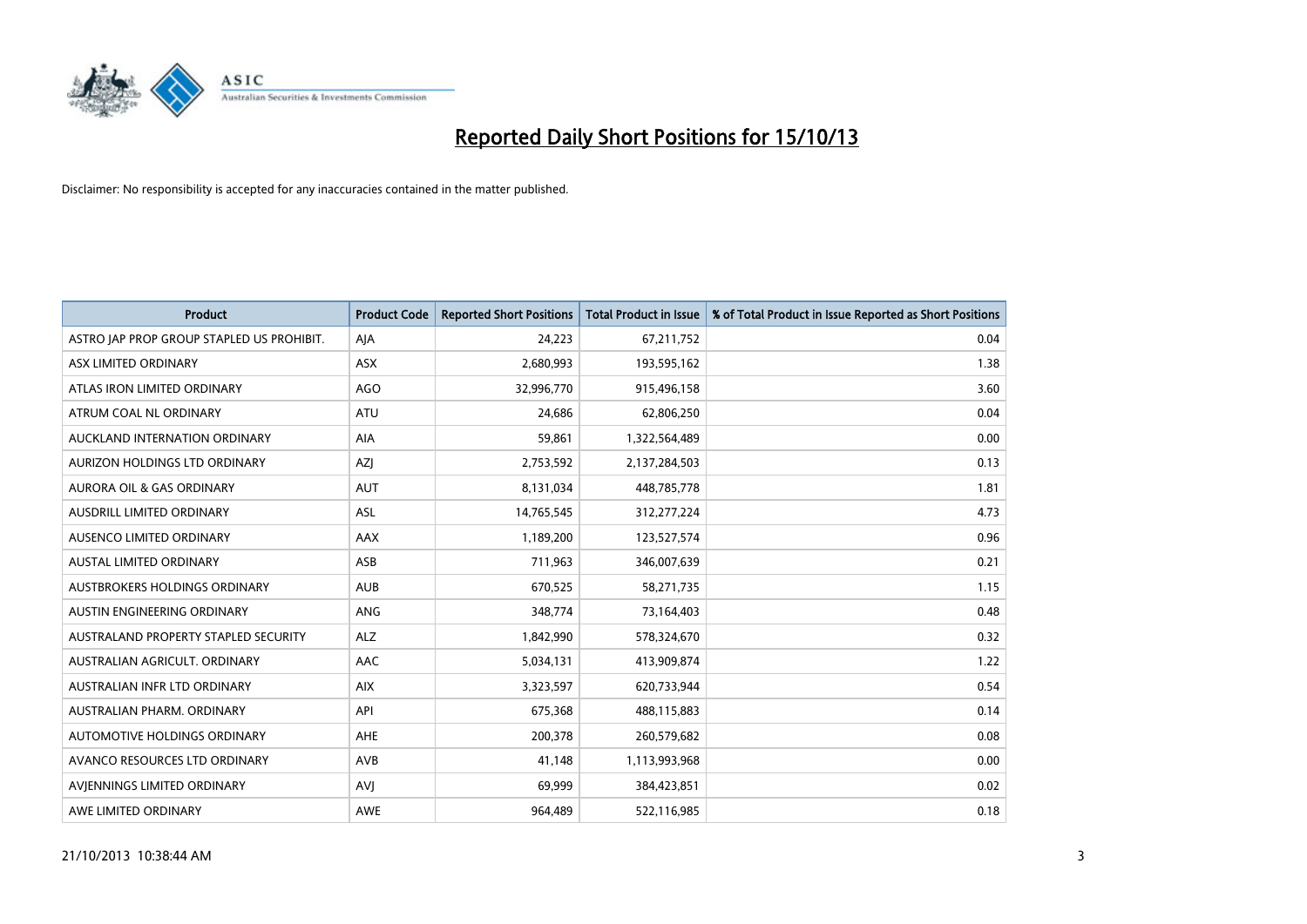# Reported Daily Short Positions for 15/10/13

Disclaimer: No responsibility is accepted for any inaccuracies contained in the matter published.

| Product | Product Code | Reported Short Positions | Total Product in Issue | % of Total Product in Issue Reported as Short Positions |
|---|---|---|---|---|
| ASTRO JAP PROP GROUP STAPLED US PROHIBIT. | AJA | 24,223 | 67,211,752 | 0.04 |
| ASX LIMITED ORDINARY | ASX | 2,680,993 | 193,595,162 | 1.38 |
| ATLAS IRON LIMITED ORDINARY | AGO | 32,996,770 | 915,496,158 | 3.60 |
| ATRUM COAL NL ORDINARY | ATU | 24,686 | 62,806,250 | 0.04 |
| AUCKLAND INTERNATION ORDINARY | AIA | 59,861 | 1,322,564,489 | 0.00 |
| AURIZON HOLDINGS LTD ORDINARY | AZJ | 2,753,592 | 2,137,284,503 | 0.13 |
| AURORA OIL & GAS ORDINARY | AUT | 8,131,034 | 448,785,778 | 1.81 |
| AUSDRILL LIMITED ORDINARY | ASL | 14,765,545 | 312,277,224 | 4.73 |
| AUSENCO LIMITED ORDINARY | AAX | 1,189,200 | 123,527,574 | 0.96 |
| AUSTAL LIMITED ORDINARY | ASB | 711,963 | 346,007,639 | 0.21 |
| AUSTBROKERS HOLDINGS ORDINARY | AUB | 670,525 | 58,271,735 | 1.15 |
| AUSTIN ENGINEERING ORDINARY | ANG | 348,774 | 73,164,403 | 0.48 |
| AUSTRALAND PROPERTY STAPLED SECURITY | ALZ | 1,842,990 | 578,324,670 | 0.32 |
| AUSTRALIAN AGRICULT. ORDINARY | AAC | 5,034,131 | 413,909,874 | 1.22 |
| AUSTRALIAN INFR LTD ORDINARY | AIX | 3,323,597 | 620,733,944 | 0.54 |
| AUSTRALIAN PHARM. ORDINARY | API | 675,368 | 488,115,883 | 0.14 |
| AUTOMOTIVE HOLDINGS ORDINARY | AHE | 200,378 | 260,579,682 | 0.08 |
| AVANCO RESOURCES LTD ORDINARY | AVB | 41,148 | 1,113,993,968 | 0.00 |
| AVJENNINGS LIMITED ORDINARY | AVJ | 69,999 | 384,423,851 | 0.02 |
| AWE LIMITED ORDINARY | AWE | 964,489 | 522,116,985 | 0.18 |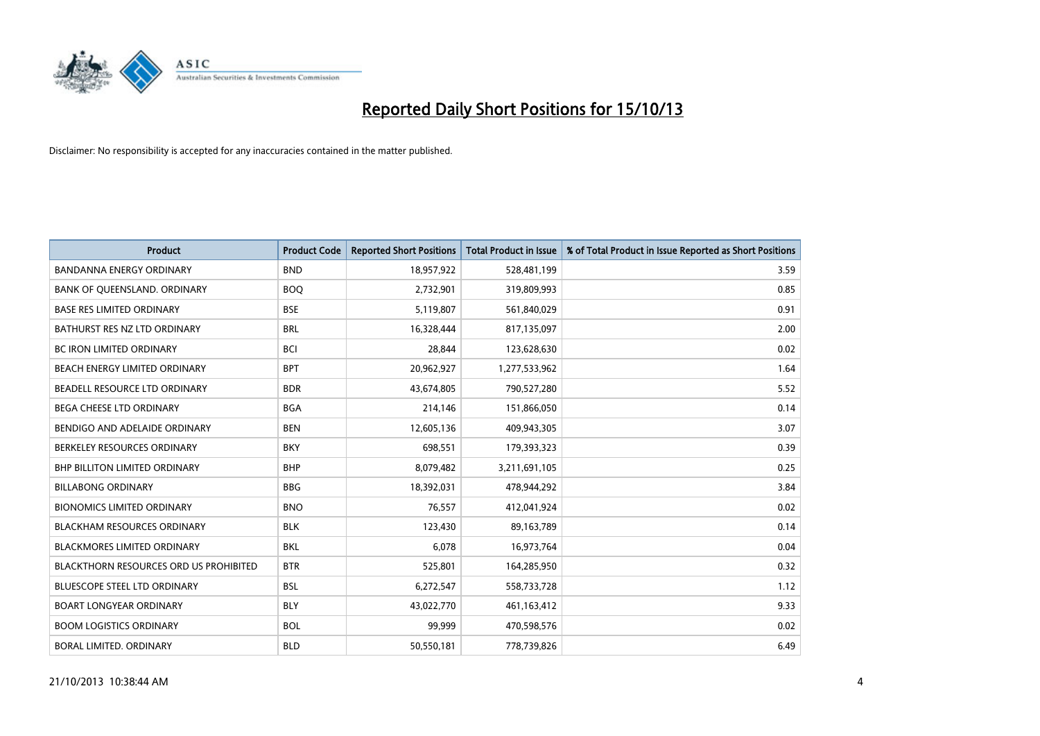# Reported Daily Short Positions for 15/10/13

Disclaimer: No responsibility is accepted for any inaccuracies contained in the matter published.

| Product | Product Code | Reported Short Positions | Total Product in Issue | % of Total Product in Issue Reported as Short Positions |
|---|---|---|---|---|
| BANDANNA ENERGY ORDINARY | BND | 18,957,922 | 528,481,199 | 3.59 |
| BANK OF QUEENSLAND. ORDINARY | BOQ | 2,732,901 | 319,809,993 | 0.85 |
| BASE RES LIMITED ORDINARY | BSE | 5,119,807 | 561,840,029 | 0.91 |
| BATHURST RES NZ LTD ORDINARY | BRL | 16,328,444 | 817,135,097 | 2.00 |
| BC IRON LIMITED ORDINARY | BCI | 28,844 | 123,628,630 | 0.02 |
| BEACH ENERGY LIMITED ORDINARY | BPT | 20,962,927 | 1,277,533,962 | 1.64 |
| BEADELL RESOURCE LTD ORDINARY | BDR | 43,674,805 | 790,527,280 | 5.52 |
| BEGA CHEESE LTD ORDINARY | BGA | 214,146 | 151,866,050 | 0.14 |
| BENDIGO AND ADELAIDE ORDINARY | BEN | 12,605,136 | 409,943,305 | 3.07 |
| BERKELEY RESOURCES ORDINARY | BKY | 698,551 | 179,393,323 | 0.39 |
| BHP BILLITON LIMITED ORDINARY | BHP | 8,079,482 | 3,211,691,105 | 0.25 |
| BILLABONG ORDINARY | BBG | 18,392,031 | 478,944,292 | 3.84 |
| BIONOMICS LIMITED ORDINARY | BNO | 76,557 | 412,041,924 | 0.02 |
| BLACKHAM RESOURCES ORDINARY | BLK | 123,430 | 89,163,789 | 0.14 |
| BLACKMORES LIMITED ORDINARY | BKL | 6,078 | 16,973,764 | 0.04 |
| BLACKTHORN RESOURCES ORD US PROHIBITED | BTR | 525,801 | 164,285,950 | 0.32 |
| BLUESCOPE STEEL LTD ORDINARY | BSL | 6,272,547 | 558,733,728 | 1.12 |
| BOART LONGYEAR ORDINARY | BLY | 43,022,770 | 461,163,412 | 9.33 |
| BOOM LOGISTICS ORDINARY | BOL | 99,999 | 470,598,576 | 0.02 |
| BORAL LIMITED. ORDINARY | BLD | 50,550,181 | 778,739,826 | 6.49 |

21/10/2013 10:38:44 AM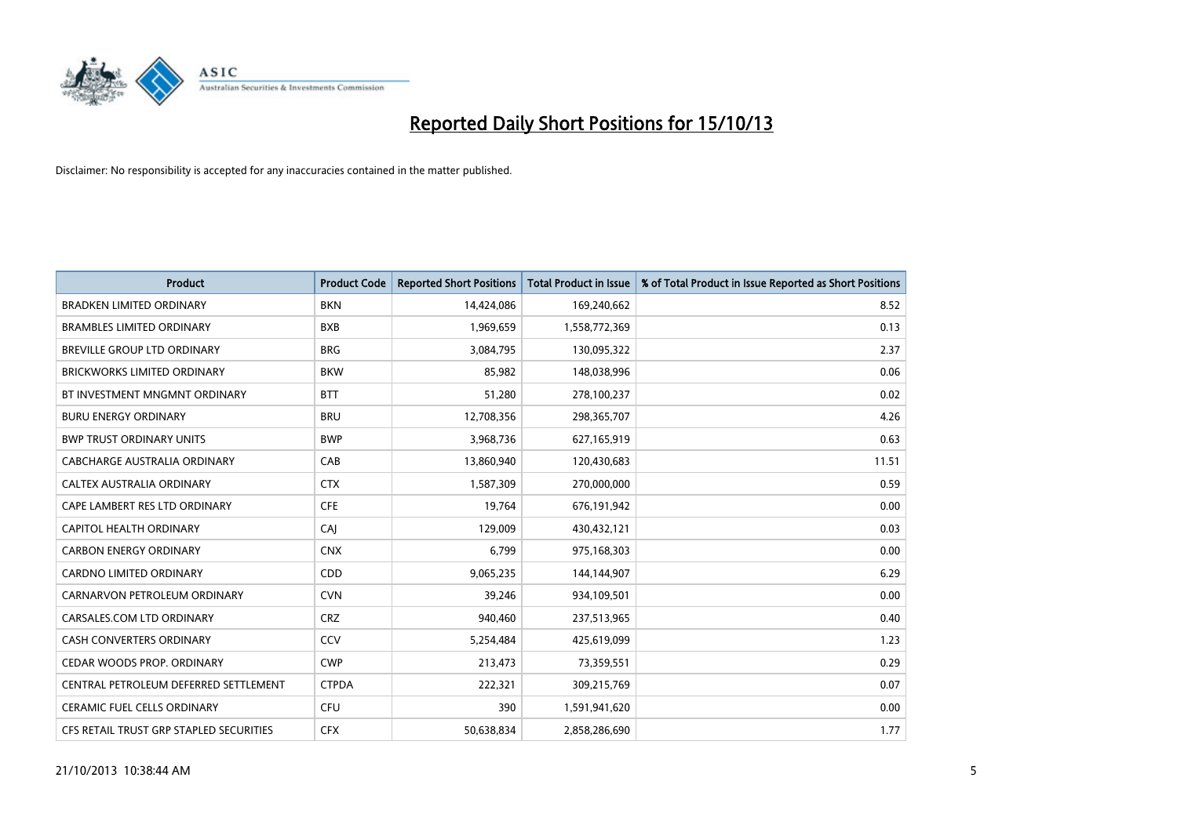# Reported Daily Short Positions for 15/10/13

Disclaimer: No responsibility is accepted for any inaccuracies contained in the matter published.

| Product | Product Code | Reported Short Positions | Total Product in Issue | % of Total Product in Issue Reported as Short Positions |
|---|---|---|---|---|
| BRADKEN LIMITED ORDINARY | BKN | 14,424,086 | 169,240,662 | 8.52 |
| BRAMBLES LIMITED ORDINARY | BXB | 1,969,659 | 1,558,772,369 | 0.13 |
| BREVILLE GROUP LTD ORDINARY | BRG | 3,084,795 | 130,095,322 | 2.37 |
| BRICKWORKS LIMITED ORDINARY | BKW | 85,982 | 148,038,996 | 0.06 |
| BT INVESTMENT MNGMNT ORDINARY | BTT | 51,280 | 278,100,237 | 0.02 |
| BURU ENERGY ORDINARY | BRU | 12,708,356 | 298,365,707 | 4.26 |
| BWP TRUST ORDINARY UNITS | BWP | 3,968,736 | 627,165,919 | 0.63 |
| CABCHARGE AUSTRALIA ORDINARY | CAB | 13,860,940 | 120,430,683 | 11.51 |
| CALTEX AUSTRALIA ORDINARY | CTX | 1,587,309 | 270,000,000 | 0.59 |
| CAPE LAMBERT RES LTD ORDINARY | CFE | 19,764 | 676,191,942 | 0.00 |
| CAPITOL HEALTH ORDINARY | CAJ | 129,009 | 430,432,121 | 0.03 |
| CARBON ENERGY ORDINARY | CNX | 6,799 | 975,168,303 | 0.00 |
| CARDNO LIMITED ORDINARY | CDD | 9,065,235 | 144,144,907 | 6.29 |
| CARNARVON PETROLEUM ORDINARY | CVN | 39,246 | 934,109,501 | 0.00 |
| CARSALES.COM LTD ORDINARY | CRZ | 940,460 | 237,513,965 | 0.40 |
| CASH CONVERTERS ORDINARY | CCV | 5,254,484 | 425,619,099 | 1.23 |
| CEDAR WOODS PROP. ORDINARY | CWP | 213,473 | 73,359,551 | 0.29 |
| CENTRAL PETROLEUM DEFERRED SETTLEMENT | CTPDA | 222,321 | 309,215,769 | 0.07 |
| CERAMIC FUEL CELLS ORDINARY | CFU | 390 | 1,591,941,620 | 0.00 |
| CFS RETAIL TRUST GRP STAPLED SECURITIES | CFX | 50,638,834 | 2,858,286,690 | 1.77 |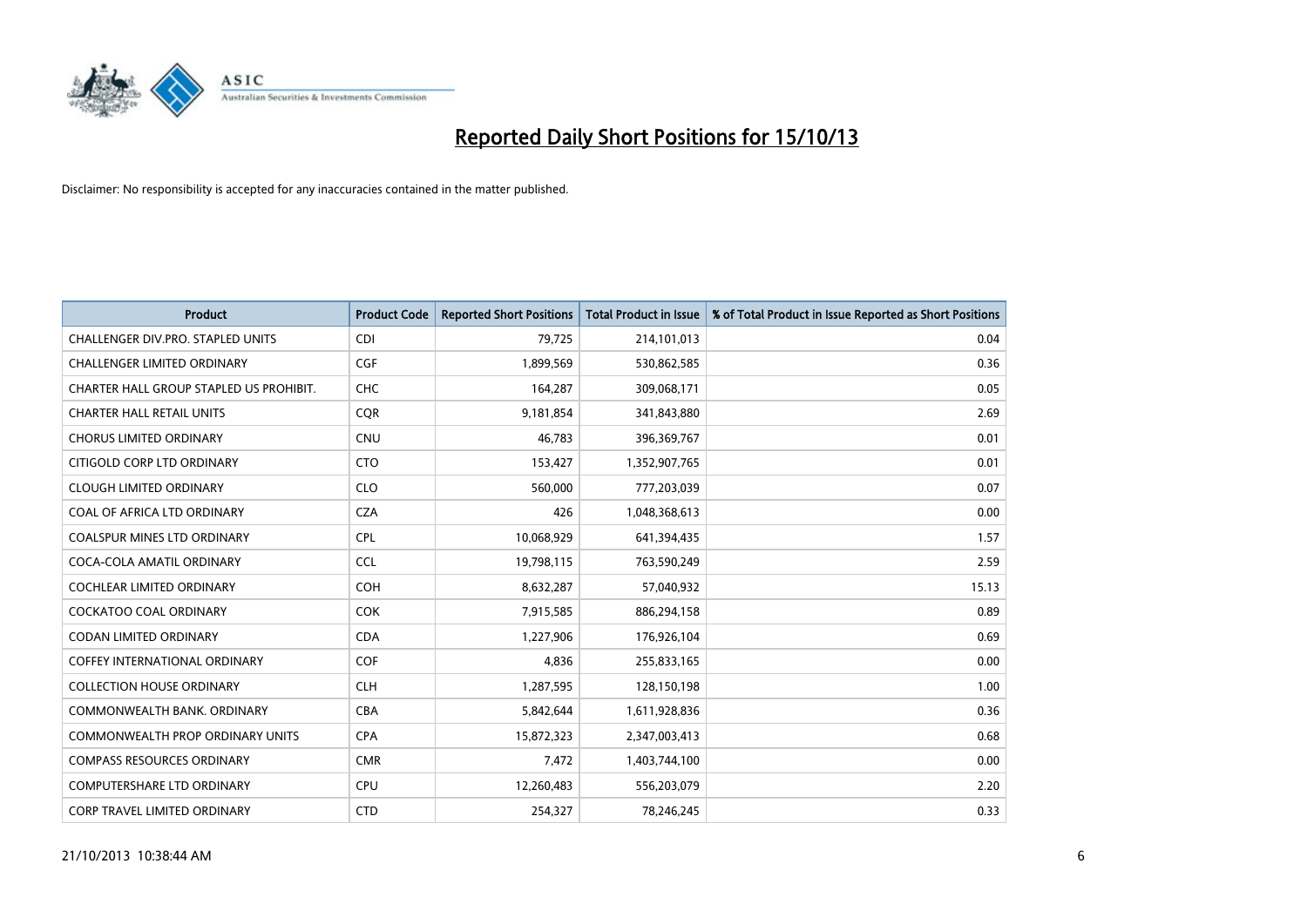# Reported Daily Short Positions for 15/10/13

Disclaimer: No responsibility is accepted for any inaccuracies contained in the matter published.

| Product | Product Code | Reported Short Positions | Total Product in Issue | % of Total Product in Issue Reported as Short Positions |
|---|---|---|---|---|
| CHALLENGER DIV.PRO. STAPLED UNITS | CDI | 79,725 | 214,101,013 | 0.04 |
| CHALLENGER LIMITED ORDINARY | CGF | 1,899,569 | 530,862,585 | 0.36 |
| CHARTER HALL GROUP STAPLED US PROHIBIT. | CHC | 164,287 | 309,068,171 | 0.05 |
| CHARTER HALL RETAIL UNITS | CQR | 9,181,854 | 341,843,880 | 2.69 |
| CHORUS LIMITED ORDINARY | CNU | 46,783 | 396,369,767 | 0.01 |
| CITIGOLD CORP LTD ORDINARY | CTO | 153,427 | 1,352,907,765 | 0.01 |
| CLOUGH LIMITED ORDINARY | CLO | 560,000 | 777,203,039 | 0.07 |
| COAL OF AFRICA LTD ORDINARY | CZA | 426 | 1,048,368,613 | 0.00 |
| COALSPUR MINES LTD ORDINARY | CPL | 10,068,929 | 641,394,435 | 1.57 |
| COCA-COLA AMATIL ORDINARY | CCL | 19,798,115 | 763,590,249 | 2.59 |
| COCHLEAR LIMITED ORDINARY | COH | 8,632,287 | 57,040,932 | 15.13 |
| COCKATOO COAL ORDINARY | COK | 7,915,585 | 886,294,158 | 0.89 |
| CODAN LIMITED ORDINARY | CDA | 1,227,906 | 176,926,104 | 0.69 |
| COFFEY INTERNATIONAL ORDINARY | COF | 4,836 | 255,833,165 | 0.00 |
| COLLECTION HOUSE ORDINARY | CLH | 1,287,595 | 128,150,198 | 1.00 |
| COMMONWEALTH BANK. ORDINARY | CBA | 5,842,644 | 1,611,928,836 | 0.36 |
| COMMONWEALTH PROP ORDINARY UNITS | CPA | 15,872,323 | 2,347,003,413 | 0.68 |
| COMPASS RESOURCES ORDINARY | CMR | 7,472 | 1,403,744,100 | 0.00 |
| COMPUTERSHARE LTD ORDINARY | CPU | 12,260,483 | 556,203,079 | 2.20 |
| CORP TRAVEL LIMITED ORDINARY | CTD | 254,327 | 78,246,245 | 0.33 |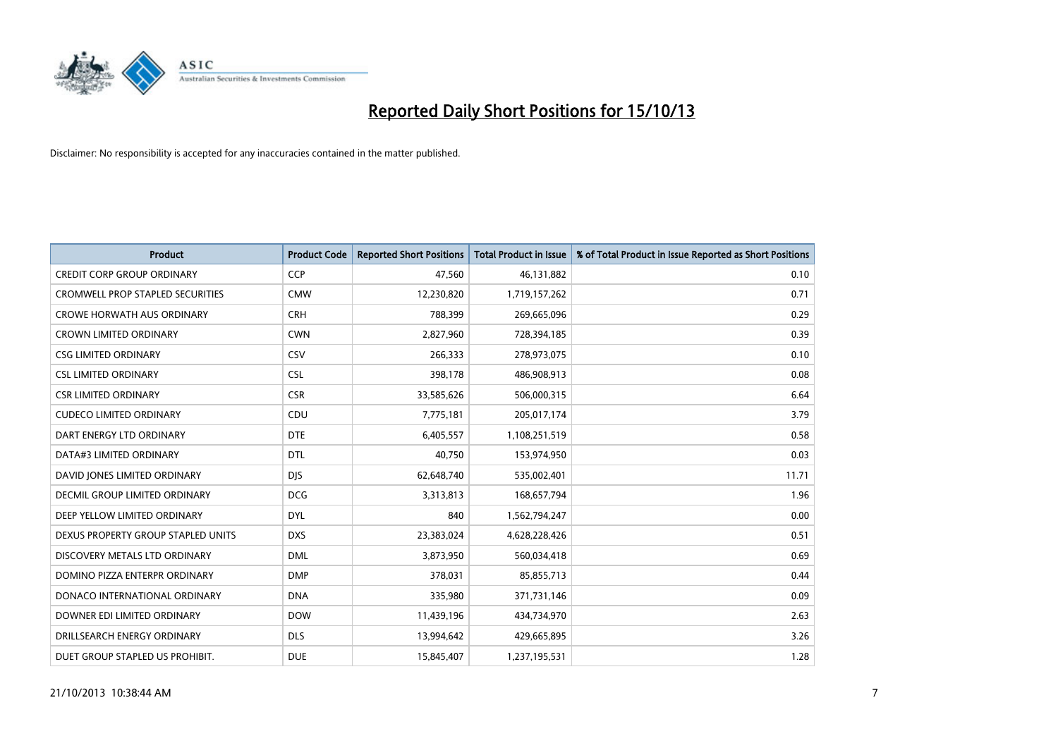# Reported Daily Short Positions for 15/10/13

Disclaimer: No responsibility is accepted for any inaccuracies contained in the matter published.

| Product | Product Code | Reported Short Positions | Total Product in Issue | % of Total Product in Issue Reported as Short Positions |
|---|---|---|---|---|
| CREDIT CORP GROUP ORDINARY | CCP | 47,560 | 46,131,882 | 0.10 |
| CROMWELL PROP STAPLED SECURITIES | CMW | 12,230,820 | 1,719,157,262 | 0.71 |
| CROWE HORWATH AUS ORDINARY | CRH | 788,399 | 269,665,096 | 0.29 |
| CROWN LIMITED ORDINARY | CWN | 2,827,960 | 728,394,185 | 0.39 |
| CSG LIMITED ORDINARY | CSV | 266,333 | 278,973,075 | 0.10 |
| CSL LIMITED ORDINARY | CSL | 398,178 | 486,908,913 | 0.08 |
| CSR LIMITED ORDINARY | CSR | 33,585,626 | 506,000,315 | 6.64 |
| CUDECO LIMITED ORDINARY | CDU | 7,775,181 | 205,017,174 | 3.79 |
| DART ENERGY LTD ORDINARY | DTE | 6,405,557 | 1,108,251,519 | 0.58 |
| DATA#3 LIMITED ORDINARY | DTL | 40,750 | 153,974,950 | 0.03 |
| DAVID JONES LIMITED ORDINARY | DJS | 62,648,740 | 535,002,401 | 11.71 |
| DECMIL GROUP LIMITED ORDINARY | DCG | 3,313,813 | 168,657,794 | 1.96 |
| DEEP YELLOW LIMITED ORDINARY | DYL | 840 | 1,562,794,247 | 0.00 |
| DEXUS PROPERTY GROUP STAPLED UNITS | DXS | 23,383,024 | 4,628,228,426 | 0.51 |
| DISCOVERY METALS LTD ORDINARY | DML | 3,873,950 | 560,034,418 | 0.69 |
| DOMINO PIZZA ENTERPR ORDINARY | DMP | 378,031 | 85,855,713 | 0.44 |
| DONACO INTERNATIONAL ORDINARY | DNA | 335,980 | 371,731,146 | 0.09 |
| DOWNER EDI LIMITED ORDINARY | DOW | 11,439,196 | 434,734,970 | 2.63 |
| DRILLSEARCH ENERGY ORDINARY | DLS | 13,994,642 | 429,665,895 | 3.26 |
| DUET GROUP STAPLED US PROHIBIT. | DUE | 15,845,407 | 1,237,195,531 | 1.28 |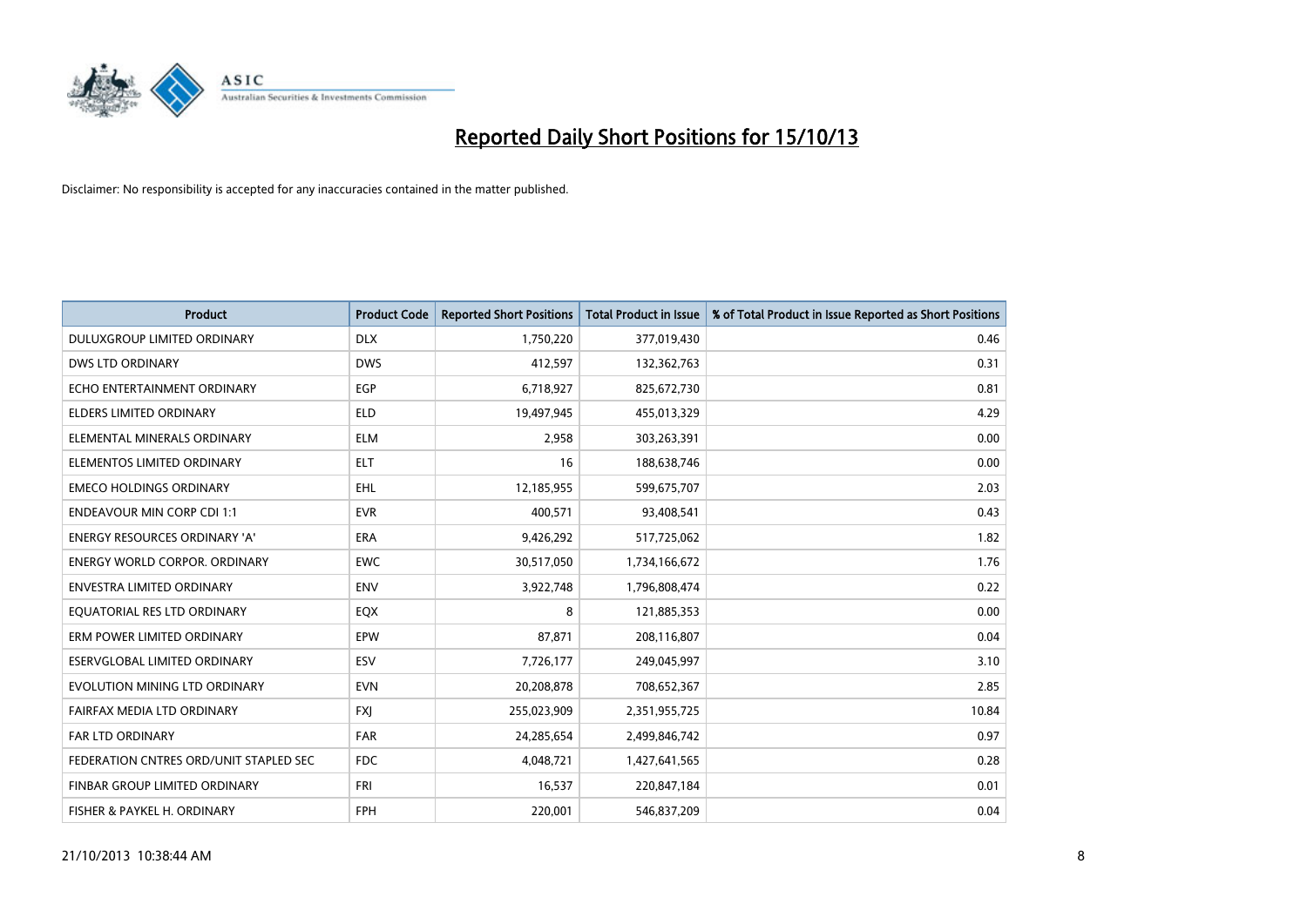# Reported Daily Short Positions for 15/10/13

Disclaimer: No responsibility is accepted for any inaccuracies contained in the matter published.

| Product | Product Code | Reported Short Positions | Total Product in Issue | % of Total Product in Issue Reported as Short Positions |
|---|---|---|---|---|
| DULUXGROUP LIMITED ORDINARY | DLX | 1,750,220 | 377,019,430 | 0.46 |
| DWS LTD ORDINARY | DWS | 412,597 | 132,362,763 | 0.31 |
| ECHO ENTERTAINMENT ORDINARY | EGP | 6,718,927 | 825,672,730 | 0.81 |
| ELDERS LIMITED ORDINARY | ELD | 19,497,945 | 455,013,329 | 4.29 |
| ELEMENTAL MINERALS ORDINARY | ELM | 2,958 | 303,263,391 | 0.00 |
| ELEMENTOS LIMITED ORDINARY | ELT | 16 | 188,638,746 | 0.00 |
| EMECO HOLDINGS ORDINARY | EHL | 12,185,955 | 599,675,707 | 2.03 |
| ENDEAVOUR MIN CORP CDI 1:1 | EVR | 400,571 | 93,408,541 | 0.43 |
| ENERGY RESOURCES ORDINARY 'A' | ERA | 9,426,292 | 517,725,062 | 1.82 |
| ENERGY WORLD CORPOR. ORDINARY | EWC | 30,517,050 | 1,734,166,672 | 1.76 |
| ENVESTRA LIMITED ORDINARY | ENV | 3,922,748 | 1,796,808,474 | 0.22 |
| EQUATORIAL RES LTD ORDINARY | EQX | 8 | 121,885,353 | 0.00 |
| ERM POWER LIMITED ORDINARY | EPW | 87,871 | 208,116,807 | 0.04 |
| ESERVGLOBAL LIMITED ORDINARY | ESV | 7,726,177 | 249,045,997 | 3.10 |
| EVOLUTION MINING LTD ORDINARY | EVN | 20,208,878 | 708,652,367 | 2.85 |
| FAIRFAX MEDIA LTD ORDINARY | FXJ | 255,023,909 | 2,351,955,725 | 10.84 |
| FAR LTD ORDINARY | FAR | 24,285,654 | 2,499,846,742 | 0.97 |
| FEDERATION CNTRES ORD/UNIT STAPLED SEC | FDC | 4,048,721 | 1,427,641,565 | 0.28 |
| FINBAR GROUP LIMITED ORDINARY | FRI | 16,537 | 220,847,184 | 0.01 |
| FISHER & PAYKEL H. ORDINARY | FPH | 220,001 | 546,837,209 | 0.04 |

21/10/2013 10:38:44 AM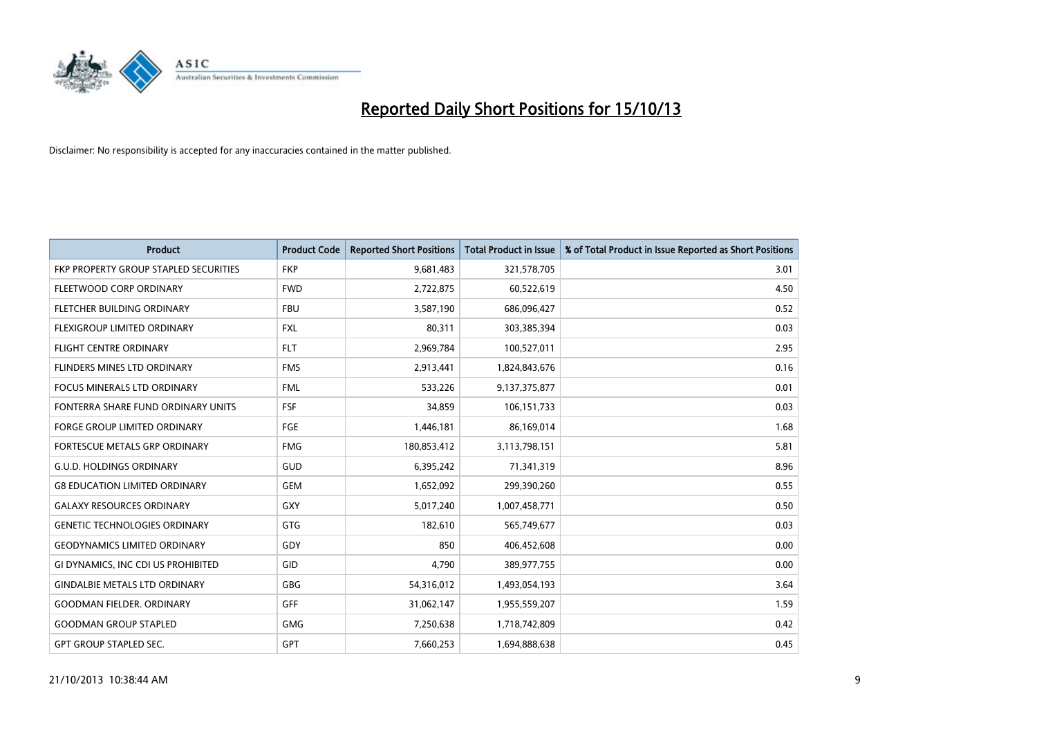# Reported Daily Short Positions for 15/10/13

Disclaimer: No responsibility is accepted for any inaccuracies contained in the matter published.

| Product | Product Code | Reported Short Positions | Total Product in Issue | % of Total Product in Issue Reported as Short Positions |
|---|---|---|---|---|
| FKP PROPERTY GROUP STAPLED SECURITIES | FKP | 9,681,483 | 321,578,705 | 3.01 |
| FLEETWOOD CORP ORDINARY | FWD | 2,722,875 | 60,522,619 | 4.50 |
| FLETCHER BUILDING ORDINARY | FBU | 3,587,190 | 686,096,427 | 0.52 |
| FLEXIGROUP LIMITED ORDINARY | FXL | 80,311 | 303,385,394 | 0.03 |
| FLIGHT CENTRE ORDINARY | FLT | 2,969,784 | 100,527,011 | 2.95 |
| FLINDERS MINES LTD ORDINARY | FMS | 2,913,441 | 1,824,843,676 | 0.16 |
| FOCUS MINERALS LTD ORDINARY | FML | 533,226 | 9,137,375,877 | 0.01 |
| FONTERRA SHARE FUND ORDINARY UNITS | FSF | 34,859 | 106,151,733 | 0.03 |
| FORGE GROUP LIMITED ORDINARY | FGE | 1,446,181 | 86,169,014 | 1.68 |
| FORTESCUE METALS GRP ORDINARY | FMG | 180,853,412 | 3,113,798,151 | 5.81 |
| G.U.D. HOLDINGS ORDINARY | GUD | 6,395,242 | 71,341,319 | 8.96 |
| G8 EDUCATION LIMITED ORDINARY | GEM | 1,652,092 | 299,390,260 | 0.55 |
| GALAXY RESOURCES ORDINARY | GXY | 5,017,240 | 1,007,458,771 | 0.50 |
| GENETIC TECHNOLOGIES ORDINARY | GTG | 182,610 | 565,749,677 | 0.03 |
| GEODYNAMICS LIMITED ORDINARY | GDY | 850 | 406,452,608 | 0.00 |
| GI DYNAMICS, INC CDI US PROHIBITED | GID | 4,790 | 389,977,755 | 0.00 |
| GINDALBIE METALS LTD ORDINARY | GBG | 54,316,012 | 1,493,054,193 | 3.64 |
| GOODMAN FIELDER. ORDINARY | GFF | 31,062,147 | 1,955,559,207 | 1.59 |
| GOODMAN GROUP STAPLED | GMG | 7,250,638 | 1,718,742,809 | 0.42 |
| GPT GROUP STAPLED SEC. | GPT | 7,660,253 | 1,694,888,638 | 0.45 |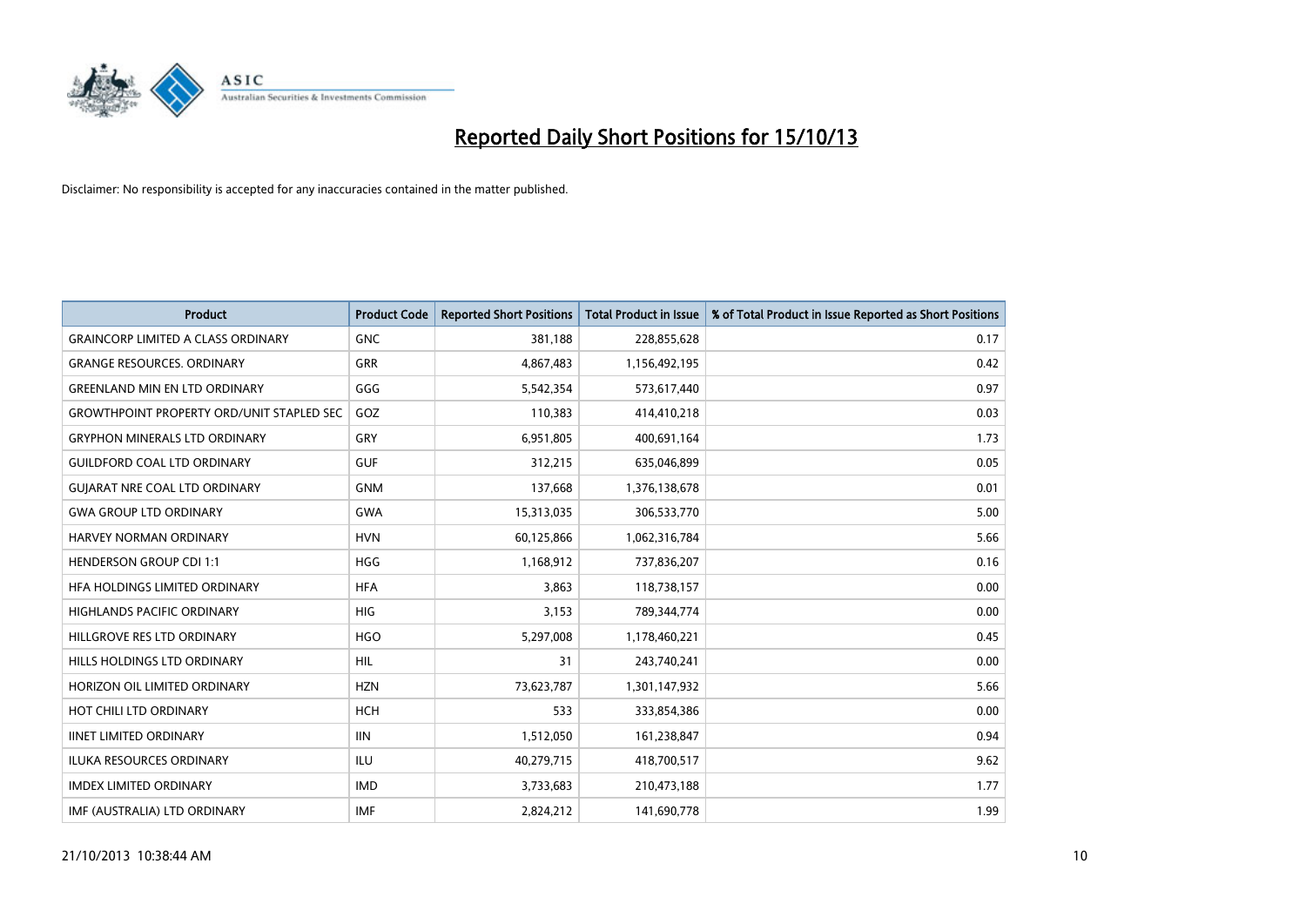# Reported Daily Short Positions for 15/10/13

Disclaimer: No responsibility is accepted for any inaccuracies contained in the matter published.

| Product | Product Code | Reported Short Positions | Total Product in Issue | % of Total Product in Issue Reported as Short Positions |
|---|---|---|---|---|
| GRAINCORP LIMITED A CLASS ORDINARY | GNC | 381,188 | 228,855,628 | 0.17 |
| GRANGE RESOURCES. ORDINARY | GRR | 4,867,483 | 1,156,492,195 | 0.42 |
| GREENLAND MIN EN LTD ORDINARY | GGG | 5,542,354 | 573,617,440 | 0.97 |
| GROWTHPOINT PROPERTY ORD/UNIT STAPLED SEC | GOZ | 110,383 | 414,410,218 | 0.03 |
| GRYPHON MINERALS LTD ORDINARY | GRY | 6,951,805 | 400,691,164 | 1.73 |
| GUILDFORD COAL LTD ORDINARY | GUF | 312,215 | 635,046,899 | 0.05 |
| GUJARAT NRE COAL LTD ORDINARY | GNM | 137,668 | 1,376,138,678 | 0.01 |
| GWA GROUP LTD ORDINARY | GWA | 15,313,035 | 306,533,770 | 5.00 |
| HARVEY NORMAN ORDINARY | HVN | 60,125,866 | 1,062,316,784 | 5.66 |
| HENDERSON GROUP CDI 1:1 | HGG | 1,168,912 | 737,836,207 | 0.16 |
| HFA HOLDINGS LIMITED ORDINARY | HFA | 3,863 | 118,738,157 | 0.00 |
| HIGHLANDS PACIFIC ORDINARY | HIG | 3,153 | 789,344,774 | 0.00 |
| HILLGROVE RES LTD ORDINARY | HGO | 5,297,008 | 1,178,460,221 | 0.45 |
| HILLS HOLDINGS LTD ORDINARY | HIL | 31 | 243,740,241 | 0.00 |
| HORIZON OIL LIMITED ORDINARY | HZN | 73,623,787 | 1,301,147,932 | 5.66 |
| HOT CHILI LTD ORDINARY | HCH | 533 | 333,854,386 | 0.00 |
| IINET LIMITED ORDINARY | IIN | 1,512,050 | 161,238,847 | 0.94 |
| ILUKA RESOURCES ORDINARY | ILU | 40,279,715 | 418,700,517 | 9.62 |
| IMDEX LIMITED ORDINARY | IMD | 3,733,683 | 210,473,188 | 1.77 |
| IMF (AUSTRALIA) LTD ORDINARY | IMF | 2,824,212 | 141,690,778 | 1.99 |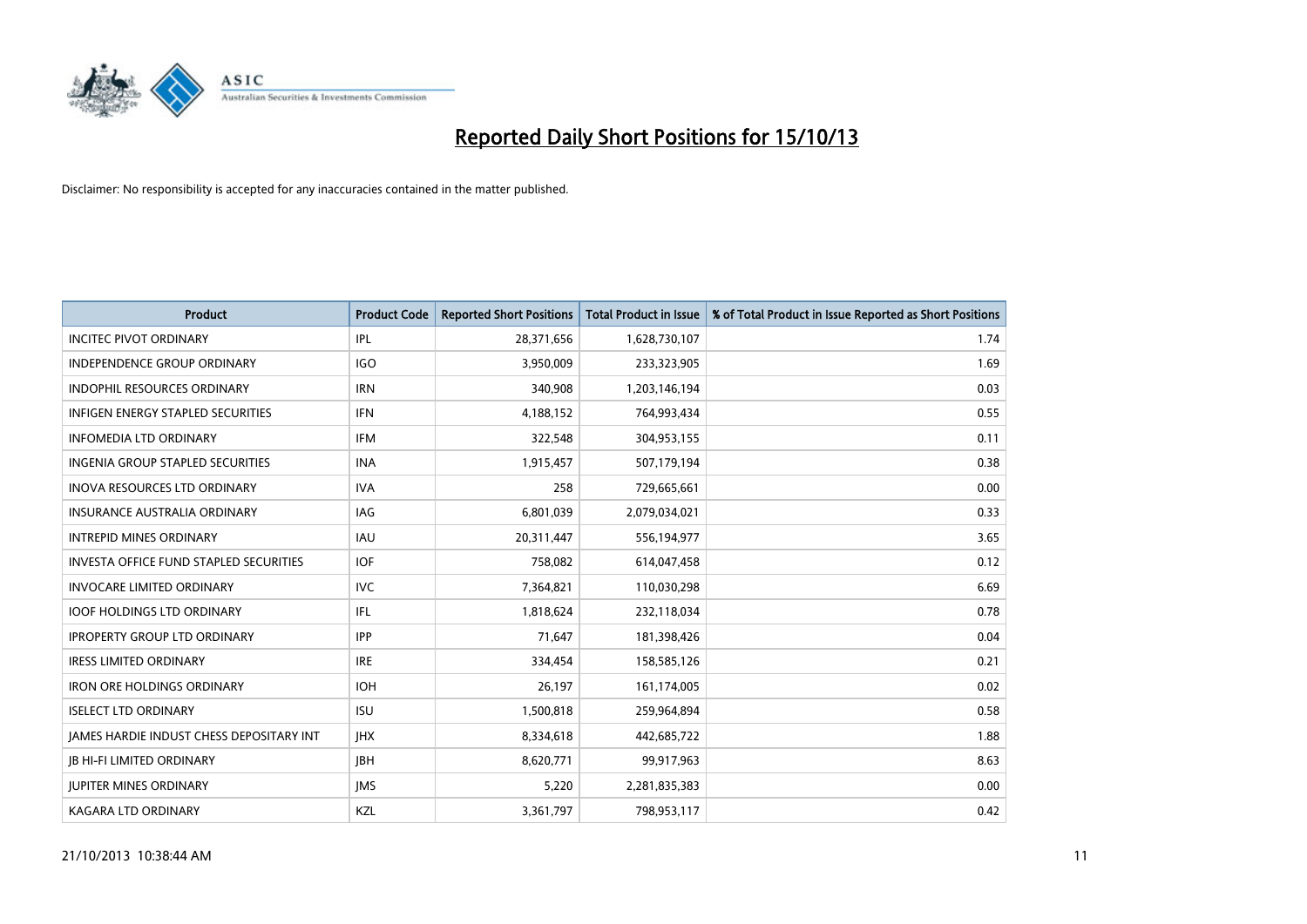# Reported Daily Short Positions for 15/10/13

Disclaimer: No responsibility is accepted for any inaccuracies contained in the matter published.

| Product | Product Code | Reported Short Positions | Total Product in Issue | % of Total Product in Issue Reported as Short Positions |
|---|---|---|---|---|
| INCITEC PIVOT ORDINARY | IPL | 28,371,656 | 1,628,730,107 | 1.74 |
| INDEPENDENCE GROUP ORDINARY | IGO | 3,950,009 | 233,323,905 | 1.69 |
| INDOPHIL RESOURCES ORDINARY | IRN | 340,908 | 1,203,146,194 | 0.03 |
| INFIGEN ENERGY STAPLED SECURITIES | IFN | 4,188,152 | 764,993,434 | 0.55 |
| INFOMEDIA LTD ORDINARY | IFM | 322,548 | 304,953,155 | 0.11 |
| INGENIA GROUP STAPLED SECURITIES | INA | 1,915,457 | 507,179,194 | 0.38 |
| INOVA RESOURCES LTD ORDINARY | IVA | 258 | 729,665,661 | 0.00 |
| INSURANCE AUSTRALIA ORDINARY | IAG | 6,801,039 | 2,079,034,021 | 0.33 |
| INTREPID MINES ORDINARY | IAU | 20,311,447 | 556,194,977 | 3.65 |
| INVESTA OFFICE FUND STAPLED SECURITIES | IOF | 758,082 | 614,047,458 | 0.12 |
| INVOCARE LIMITED ORDINARY | IVC | 7,364,821 | 110,030,298 | 6.69 |
| IOOF HOLDINGS LTD ORDINARY | IFL | 1,818,624 | 232,118,034 | 0.78 |
| IPROPERTY GROUP LTD ORDINARY | IPP | 71,647 | 181,398,426 | 0.04 |
| IRESS LIMITED ORDINARY | IRE | 334,454 | 158,585,126 | 0.21 |
| IRON ORE HOLDINGS ORDINARY | IOH | 26,197 | 161,174,005 | 0.02 |
| ISELECT LTD ORDINARY | ISU | 1,500,818 | 259,964,894 | 0.58 |
| JAMES HARDIE INDUST CHESS DEPOSITARY INT | JHX | 8,334,618 | 442,685,722 | 1.88 |
| JB HI-FI LIMITED ORDINARY | JBH | 8,620,771 | 99,917,963 | 8.63 |
| JUPITER MINES ORDINARY | JMS | 5,220 | 2,281,835,383 | 0.00 |
| KAGARA LTD ORDINARY | KZL | 3,361,797 | 798,953,117 | 0.42 |

21/10/2013 10:38:44 AM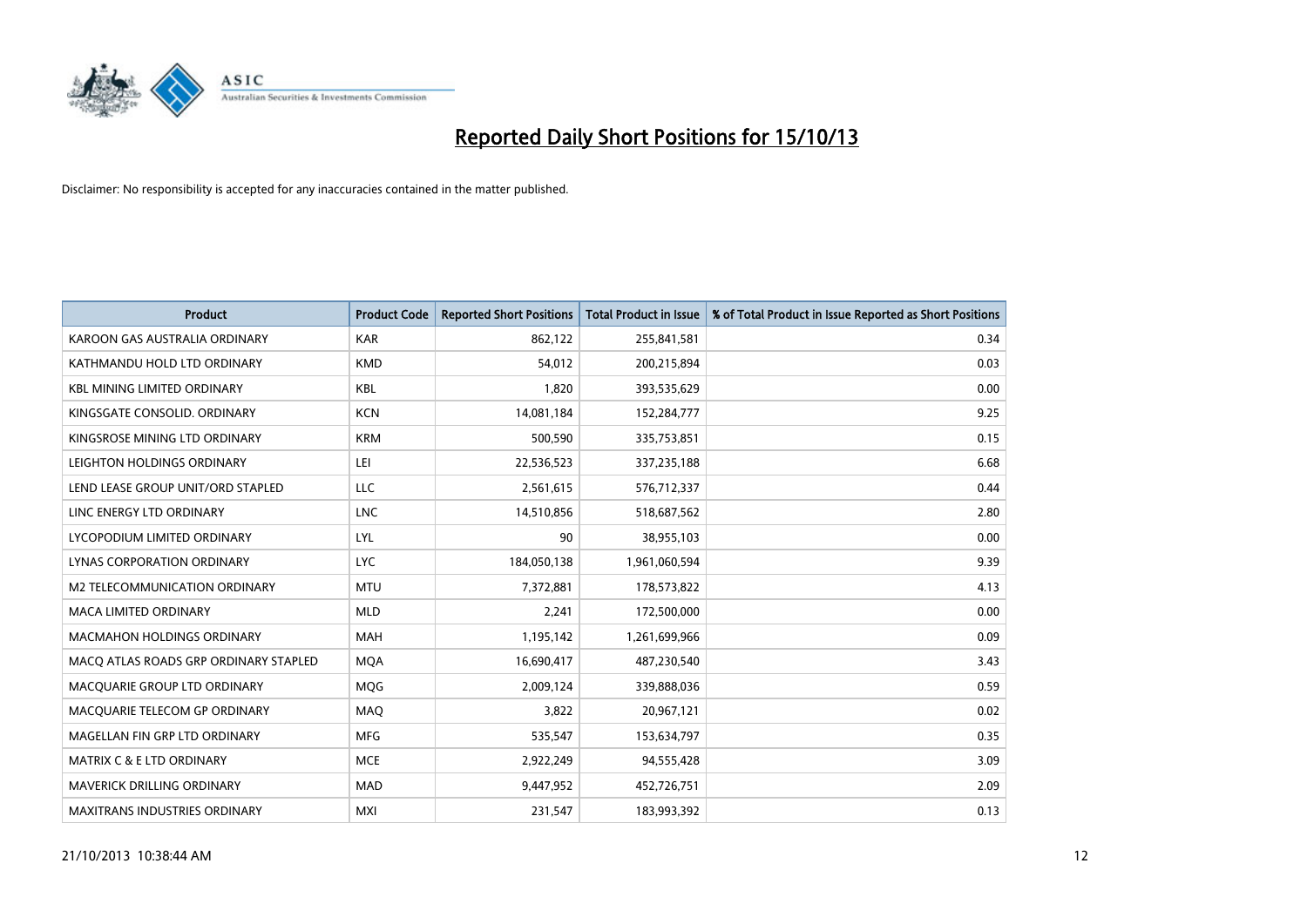# Reported Daily Short Positions for 15/10/13

Disclaimer: No responsibility is accepted for any inaccuracies contained in the matter published.

| Product | Product Code | Reported Short Positions | Total Product in Issue | % of Total Product in Issue Reported as Short Positions |
|---|---|---|---|---|
| KAROON GAS AUSTRALIA ORDINARY | KAR | 862,122 | 255,841,581 | 0.34 |
| KATHMANDU HOLD LTD ORDINARY | KMD | 54,012 | 200,215,894 | 0.03 |
| KBL MINING LIMITED ORDINARY | KBL | 1,820 | 393,535,629 | 0.00 |
| KINGSGATE CONSOLID. ORDINARY | KCN | 14,081,184 | 152,284,777 | 9.25 |
| KINGSROSE MINING LTD ORDINARY | KRM | 500,590 | 335,753,851 | 0.15 |
| LEIGHTON HOLDINGS ORDINARY | LEI | 22,536,523 | 337,235,188 | 6.68 |
| LEND LEASE GROUP UNIT/ORD STAPLED | LLC | 2,561,615 | 576,712,337 | 0.44 |
| LINC ENERGY LTD ORDINARY | LNC | 14,510,856 | 518,687,562 | 2.80 |
| LYCOPODIUM LIMITED ORDINARY | LYL | 90 | 38,955,103 | 0.00 |
| LYNAS CORPORATION ORDINARY | LYC | 184,050,138 | 1,961,060,594 | 9.39 |
| M2 TELECOMMUNICATION ORDINARY | MTU | 7,372,881 | 178,573,822 | 4.13 |
| MACA LIMITED ORDINARY | MLD | 2,241 | 172,500,000 | 0.00 |
| MACMAHON HOLDINGS ORDINARY | MAH | 1,195,142 | 1,261,699,966 | 0.09 |
| MACQ ATLAS ROADS GRP ORDINARY STAPLED | MQA | 16,690,417 | 487,230,540 | 3.43 |
| MACQUARIE GROUP LTD ORDINARY | MQG | 2,009,124 | 339,888,036 | 0.59 |
| MACQUARIE TELECOM GP ORDINARY | MAQ | 3,822 | 20,967,121 | 0.02 |
| MAGELLAN FIN GRP LTD ORDINARY | MFG | 535,547 | 153,634,797 | 0.35 |
| MATRIX C & E LTD ORDINARY | MCE | 2,922,249 | 94,555,428 | 3.09 |
| MAVERICK DRILLING ORDINARY | MAD | 9,447,952 | 452,726,751 | 2.09 |
| MAXITRANS INDUSTRIES ORDINARY | MXI | 231,547 | 183,993,392 | 0.13 |

21/10/2013 10:38:44 AM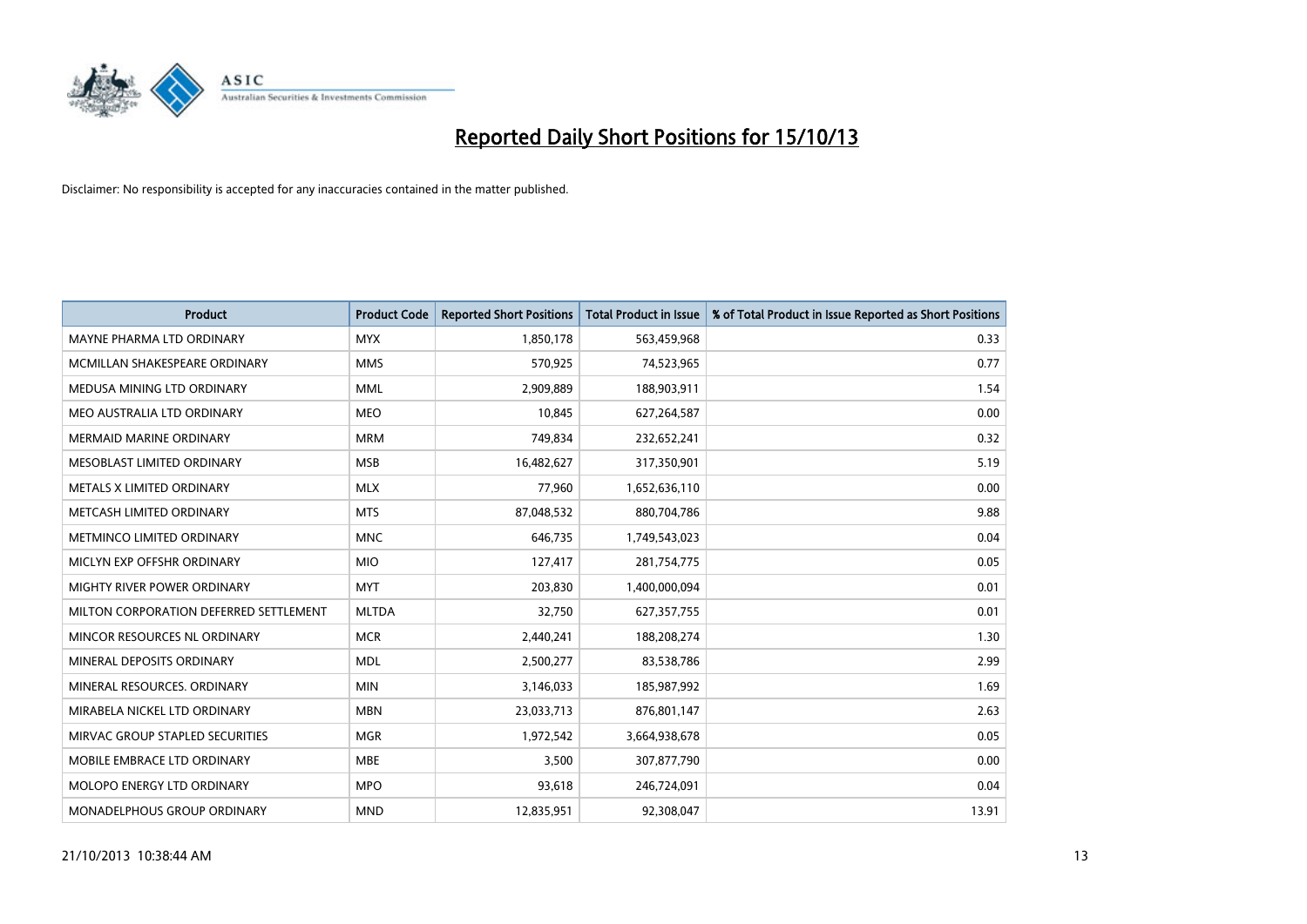# Reported Daily Short Positions for 15/10/13

Disclaimer: No responsibility is accepted for any inaccuracies contained in the matter published.

| Product | Product Code | Reported Short Positions | Total Product in Issue | % of Total Product in Issue Reported as Short Positions |
|---|---|---|---|---|
| MAYNE PHARMA LTD ORDINARY | MYX | 1,850,178 | 563,459,968 | 0.33 |
| MCMILLAN SHAKESPEARE ORDINARY | MMS | 570,925 | 74,523,965 | 0.77 |
| MEDUSA MINING LTD ORDINARY | MML | 2,909,889 | 188,903,911 | 1.54 |
| MEO AUSTRALIA LTD ORDINARY | MEO | 10,845 | 627,264,587 | 0.00 |
| MERMAID MARINE ORDINARY | MRM | 749,834 | 232,652,241 | 0.32 |
| MESOBLAST LIMITED ORDINARY | MSB | 16,482,627 | 317,350,901 | 5.19 |
| METALS X LIMITED ORDINARY | MLX | 77,960 | 1,652,636,110 | 0.00 |
| METCASH LIMITED ORDINARY | MTS | 87,048,532 | 880,704,786 | 9.88 |
| METMINCO LIMITED ORDINARY | MNC | 646,735 | 1,749,543,023 | 0.04 |
| MICLYN EXP OFFSHR ORDINARY | MIO | 127,417 | 281,754,775 | 0.05 |
| MIGHTY RIVER POWER ORDINARY | MYT | 203,830 | 1,400,000,094 | 0.01 |
| MILTON CORPORATION DEFERRED SETTLEMENT | MLTDA | 32,750 | 627,357,755 | 0.01 |
| MINCOR RESOURCES NL ORDINARY | MCR | 2,440,241 | 188,208,274 | 1.30 |
| MINERAL DEPOSITS ORDINARY | MDL | 2,500,277 | 83,538,786 | 2.99 |
| MINERAL RESOURCES. ORDINARY | MIN | 3,146,033 | 185,987,992 | 1.69 |
| MIRABELA NICKEL LTD ORDINARY | MBN | 23,033,713 | 876,801,147 | 2.63 |
| MIRVAC GROUP STAPLED SECURITIES | MGR | 1,972,542 | 3,664,938,678 | 0.05 |
| MOBILE EMBRACE LTD ORDINARY | MBE | 3,500 | 307,877,790 | 0.00 |
| MOLOPO ENERGY LTD ORDINARY | MPO | 93,618 | 246,724,091 | 0.04 |
| MONADELPHOUS GROUP ORDINARY | MND | 12,835,951 | 92,308,047 | 13.91 |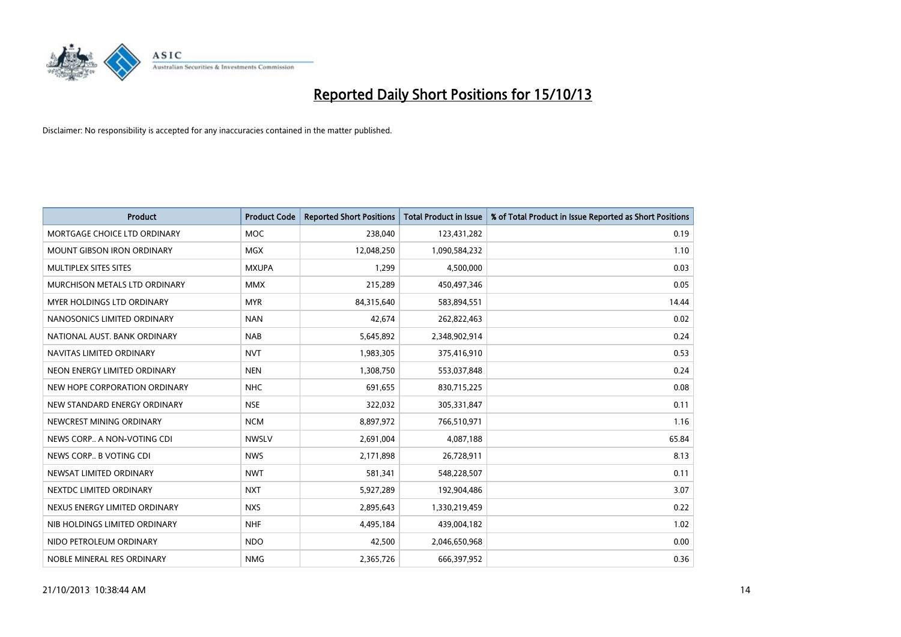# Reported Daily Short Positions for 15/10/13

Disclaimer: No responsibility is accepted for any inaccuracies contained in the matter published.

| Product | Product Code | Reported Short Positions | Total Product in Issue | % of Total Product in Issue Reported as Short Positions |
|---|---|---|---|---|
| MORTGAGE CHOICE LTD ORDINARY | MOC | 238,040 | 123,431,282 | 0.19 |
| MOUNT GIBSON IRON ORDINARY | MGX | 12,048,250 | 1,090,584,232 | 1.10 |
| MULTIPLEX SITES SITES | MXUPA | 1,299 | 4,500,000 | 0.03 |
| MURCHISON METALS LTD ORDINARY | MMX | 215,289 | 450,497,346 | 0.05 |
| MYER HOLDINGS LTD ORDINARY | MYR | 84,315,640 | 583,894,551 | 14.44 |
| NANOSONICS LIMITED ORDINARY | NAN | 42,674 | 262,822,463 | 0.02 |
| NATIONAL AUST. BANK ORDINARY | NAB | 5,645,892 | 2,348,902,914 | 0.24 |
| NAVITAS LIMITED ORDINARY | NVT | 1,983,305 | 375,416,910 | 0.53 |
| NEON ENERGY LIMITED ORDINARY | NEN | 1,308,750 | 553,037,848 | 0.24 |
| NEW HOPE CORPORATION ORDINARY | NHC | 691,655 | 830,715,225 | 0.08 |
| NEW STANDARD ENERGY ORDINARY | NSE | 322,032 | 305,331,847 | 0.11 |
| NEWCREST MINING ORDINARY | NCM | 8,897,972 | 766,510,971 | 1.16 |
| NEWS CORP.. A NON-VOTING CDI | NWSLV | 2,691,004 | 4,087,188 | 65.84 |
| NEWS CORP.. B VOTING CDI | NWS | 2,171,898 | 26,728,911 | 8.13 |
| NEWSAT LIMITED ORDINARY | NWT | 581,341 | 548,228,507 | 0.11 |
| NEXTDC LIMITED ORDINARY | NXT | 5,927,289 | 192,904,486 | 3.07 |
| NEXUS ENERGY LIMITED ORDINARY | NXS | 2,895,643 | 1,330,219,459 | 0.22 |
| NIB HOLDINGS LIMITED ORDINARY | NHF | 4,495,184 | 439,004,182 | 1.02 |
| NIDO PETROLEUM ORDINARY | NDO | 42,500 | 2,046,650,968 | 0.00 |
| NOBLE MINERAL RES ORDINARY | NMG | 2,365,726 | 666,397,952 | 0.36 |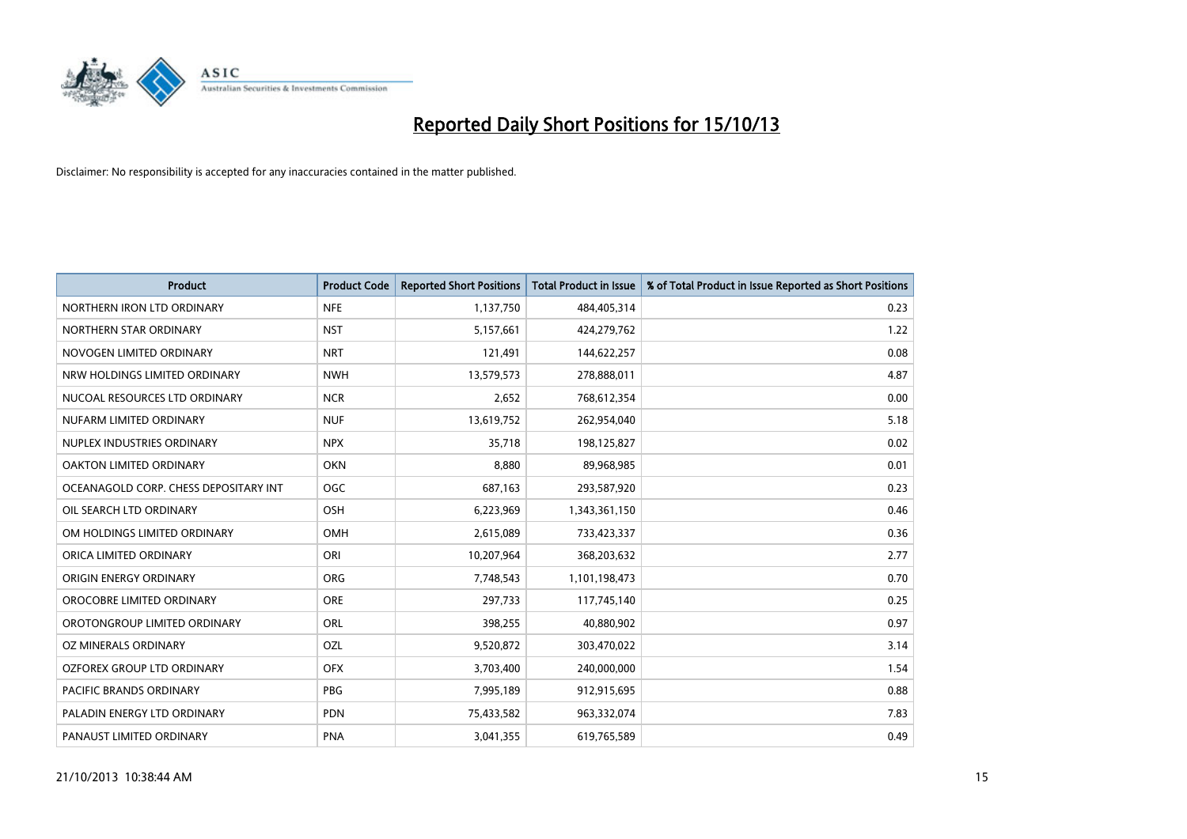# Reported Daily Short Positions for 15/10/13

Disclaimer: No responsibility is accepted for any inaccuracies contained in the matter published.

| Product | Product Code | Reported Short Positions | Total Product in Issue | % of Total Product in Issue Reported as Short Positions |
|---|---|---|---|---|
| NORTHERN IRON LTD ORDINARY | NFE | 1,137,750 | 484,405,314 | 0.23 |
| NORTHERN STAR ORDINARY | NST | 5,157,661 | 424,279,762 | 1.22 |
| NOVOGEN LIMITED ORDINARY | NRT | 121,491 | 144,622,257 | 0.08 |
| NRW HOLDINGS LIMITED ORDINARY | NWH | 13,579,573 | 278,888,011 | 4.87 |
| NUCOAL RESOURCES LTD ORDINARY | NCR | 2,652 | 768,612,354 | 0.00 |
| NUFARM LIMITED ORDINARY | NUF | 13,619,752 | 262,954,040 | 5.18 |
| NUPLEX INDUSTRIES ORDINARY | NPX | 35,718 | 198,125,827 | 0.02 |
| OAKTON LIMITED ORDINARY | OKN | 8,880 | 89,968,985 | 0.01 |
| OCEANAGOLD CORP. CHESS DEPOSITARY INT | OGC | 687,163 | 293,587,920 | 0.23 |
| OIL SEARCH LTD ORDINARY | OSH | 6,223,969 | 1,343,361,150 | 0.46 |
| OM HOLDINGS LIMITED ORDINARY | OMH | 2,615,089 | 733,423,337 | 0.36 |
| ORICA LIMITED ORDINARY | ORI | 10,207,964 | 368,203,632 | 2.77 |
| ORIGIN ENERGY ORDINARY | ORG | 7,748,543 | 1,101,198,473 | 0.70 |
| OROCOBRE LIMITED ORDINARY | ORE | 297,733 | 117,745,140 | 0.25 |
| OROTONGROUP LIMITED ORDINARY | ORL | 398,255 | 40,880,902 | 0.97 |
| OZ MINERALS ORDINARY | OZL | 9,520,872 | 303,470,022 | 3.14 |
| OZFOREX GROUP LTD ORDINARY | OFX | 3,703,400 | 240,000,000 | 1.54 |
| PACIFIC BRANDS ORDINARY | PBG | 7,995,189 | 912,915,695 | 0.88 |
| PALADIN ENERGY LTD ORDINARY | PDN | 75,433,582 | 963,332,074 | 7.83 |
| PANAUST LIMITED ORDINARY | PNA | 3,041,355 | 619,765,589 | 0.49 |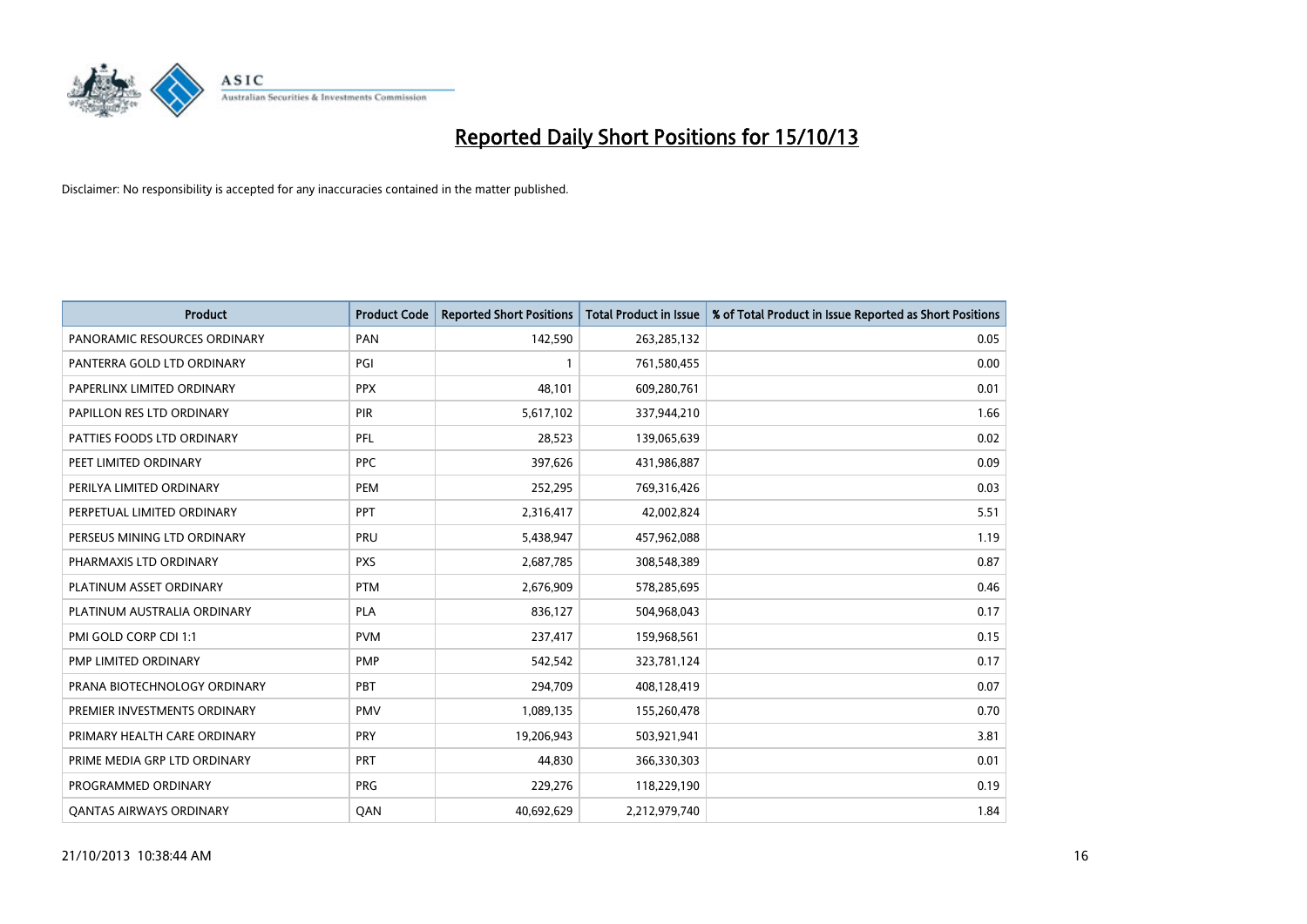# Reported Daily Short Positions for 15/10/13

Disclaimer: No responsibility is accepted for any inaccuracies contained in the matter published.

| Product | Product Code | Reported Short Positions | Total Product in Issue | % of Total Product in Issue Reported as Short Positions |
|---|---|---|---|---|
| PANORAMIC RESOURCES ORDINARY | PAN | 142,590 | 263,285,132 | 0.05 |
| PANTERRA GOLD LTD ORDINARY | PGI | 1 | 761,580,455 | 0.00 |
| PAPERLINX LIMITED ORDINARY | PPX | 48,101 | 609,280,761 | 0.01 |
| PAPILLON RES LTD ORDINARY | PIR | 5,617,102 | 337,944,210 | 1.66 |
| PATTIES FOODS LTD ORDINARY | PFL | 28,523 | 139,065,639 | 0.02 |
| PEET LIMITED ORDINARY | PPC | 397,626 | 431,986,887 | 0.09 |
| PERILYA LIMITED ORDINARY | PEM | 252,295 | 769,316,426 | 0.03 |
| PERPETUAL LIMITED ORDINARY | PPT | 2,316,417 | 42,002,824 | 5.51 |
| PERSEUS MINING LTD ORDINARY | PRU | 5,438,947 | 457,962,088 | 1.19 |
| PHARMAXIS LTD ORDINARY | PXS | 2,687,785 | 308,548,389 | 0.87 |
| PLATINUM ASSET ORDINARY | PTM | 2,676,909 | 578,285,695 | 0.46 |
| PLATINUM AUSTRALIA ORDINARY | PLA | 836,127 | 504,968,043 | 0.17 |
| PMI GOLD CORP CDI 1:1 | PVM | 237,417 | 159,968,561 | 0.15 |
| PMP LIMITED ORDINARY | PMP | 542,542 | 323,781,124 | 0.17 |
| PRANA BIOTECHNOLOGY ORDINARY | PBT | 294,709 | 408,128,419 | 0.07 |
| PREMIER INVESTMENTS ORDINARY | PMV | 1,089,135 | 155,260,478 | 0.70 |
| PRIMARY HEALTH CARE ORDINARY | PRY | 19,206,943 | 503,921,941 | 3.81 |
| PRIME MEDIA GRP LTD ORDINARY | PRT | 44,830 | 366,330,303 | 0.01 |
| PROGRAMMED ORDINARY | PRG | 229,276 | 118,229,190 | 0.19 |
| QANTAS AIRWAYS ORDINARY | QAN | 40,692,629 | 2,212,979,740 | 1.84 |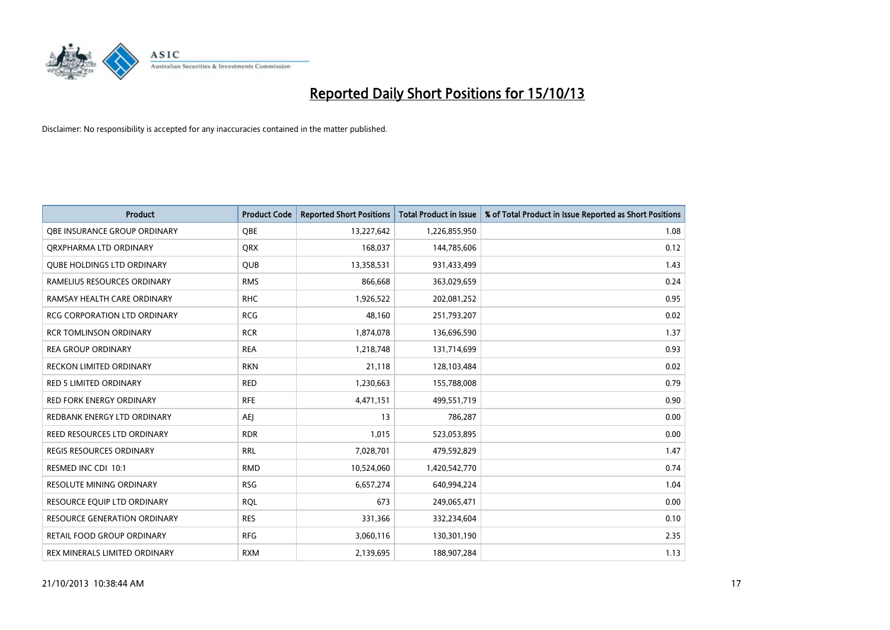# Reported Daily Short Positions for 15/10/13

Disclaimer: No responsibility is accepted for any inaccuracies contained in the matter published.

| Product | Product Code | Reported Short Positions | Total Product in Issue | % of Total Product in Issue Reported as Short Positions |
|---|---|---|---|---|
| QBE INSURANCE GROUP ORDINARY | QBE | 13,227,642 | 1,226,855,950 | 1.08 |
| QRXPHARMA LTD ORDINARY | QRX | 168,037 | 144,785,606 | 0.12 |
| QUBE HOLDINGS LTD ORDINARY | QUB | 13,358,531 | 931,433,499 | 1.43 |
| RAMELIUS RESOURCES ORDINARY | RMS | 866,668 | 363,029,659 | 0.24 |
| RAMSAY HEALTH CARE ORDINARY | RHC | 1,926,522 | 202,081,252 | 0.95 |
| RCG CORPORATION LTD ORDINARY | RCG | 48,160 | 251,793,207 | 0.02 |
| RCR TOMLINSON ORDINARY | RCR | 1,874,078 | 136,696,590 | 1.37 |
| REA GROUP ORDINARY | REA | 1,218,748 | 131,714,699 | 0.93 |
| RECKON LIMITED ORDINARY | RKN | 21,118 | 128,103,484 | 0.02 |
| RED 5 LIMITED ORDINARY | RED | 1,230,663 | 155,788,008 | 0.79 |
| RED FORK ENERGY ORDINARY | RFE | 4,471,151 | 499,551,719 | 0.90 |
| REDBANK ENERGY LTD ORDINARY | AEJ | 13 | 786,287 | 0.00 |
| REED RESOURCES LTD ORDINARY | RDR | 1,015 | 523,053,895 | 0.00 |
| REGIS RESOURCES ORDINARY | RRL | 7,028,701 | 479,592,829 | 1.47 |
| RESMED INC CDI 10:1 | RMD | 10,524,060 | 1,420,542,770 | 0.74 |
| RESOLUTE MINING ORDINARY | RSG | 6,657,274 | 640,994,224 | 1.04 |
| RESOURCE EQUIP LTD ORDINARY | RQL | 673 | 249,065,471 | 0.00 |
| RESOURCE GENERATION ORDINARY | RES | 331,366 | 332,234,604 | 0.10 |
| RETAIL FOOD GROUP ORDINARY | RFG | 3,060,116 | 130,301,190 | 2.35 |
| REX MINERALS LIMITED ORDINARY | RXM | 2,139,695 | 188,907,284 | 1.13 |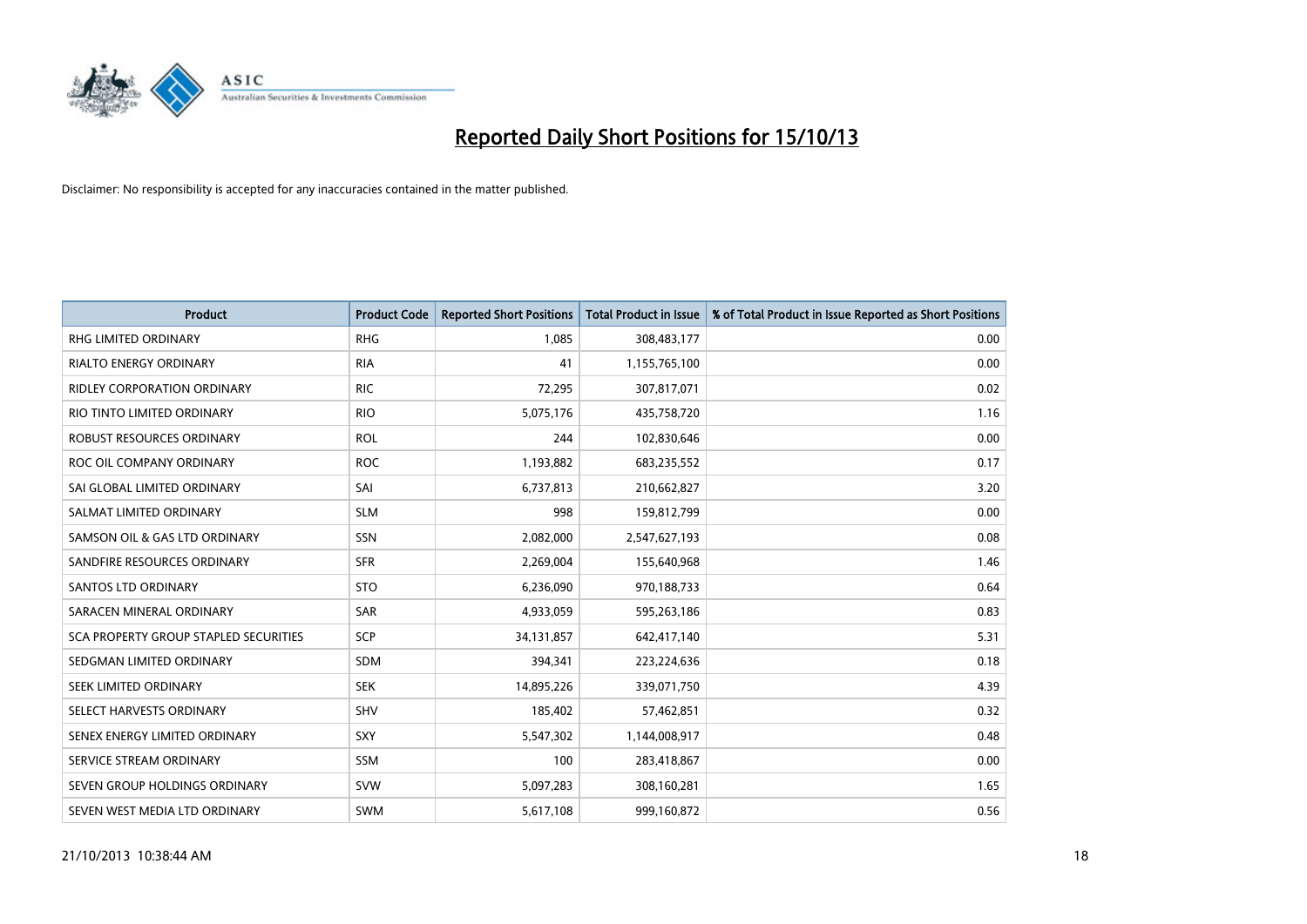# Reported Daily Short Positions for 15/10/13

Disclaimer: No responsibility is accepted for any inaccuracies contained in the matter published.

| Product | Product Code | Reported Short Positions | Total Product in Issue | % of Total Product in Issue Reported as Short Positions |
|---|---|---|---|---|
| RHG LIMITED ORDINARY | RHG | 1,085 | 308,483,177 | 0.00 |
| RIALTO ENERGY ORDINARY | RIA | 41 | 1,155,765,100 | 0.00 |
| RIDLEY CORPORATION ORDINARY | RIC | 72,295 | 307,817,071 | 0.02 |
| RIO TINTO LIMITED ORDINARY | RIO | 5,075,176 | 435,758,720 | 1.16 |
| ROBUST RESOURCES ORDINARY | ROL | 244 | 102,830,646 | 0.00 |
| ROC OIL COMPANY ORDINARY | ROC | 1,193,882 | 683,235,552 | 0.17 |
| SAI GLOBAL LIMITED ORDINARY | SAI | 6,737,813 | 210,662,827 | 3.20 |
| SALMAT LIMITED ORDINARY | SLM | 998 | 159,812,799 | 0.00 |
| SAMSON OIL & GAS LTD ORDINARY | SSN | 2,082,000 | 2,547,627,193 | 0.08 |
| SANDFIRE RESOURCES ORDINARY | SFR | 2,269,004 | 155,640,968 | 1.46 |
| SANTOS LTD ORDINARY | STO | 6,236,090 | 970,188,733 | 0.64 |
| SARACEN MINERAL ORDINARY | SAR | 4,933,059 | 595,263,186 | 0.83 |
| SCA PROPERTY GROUP STAPLED SECURITIES | SCP | 34,131,857 | 642,417,140 | 5.31 |
| SEDGMAN LIMITED ORDINARY | SDM | 394,341 | 223,224,636 | 0.18 |
| SEEK LIMITED ORDINARY | SEK | 14,895,226 | 339,071,750 | 4.39 |
| SELECT HARVESTS ORDINARY | SHV | 185,402 | 57,462,851 | 0.32 |
| SENEX ENERGY LIMITED ORDINARY | SXY | 5,547,302 | 1,144,008,917 | 0.48 |
| SERVICE STREAM ORDINARY | SSM | 100 | 283,418,867 | 0.00 |
| SEVEN GROUP HOLDINGS ORDINARY | SVW | 5,097,283 | 308,160,281 | 1.65 |
| SEVEN WEST MEDIA LTD ORDINARY | SWM | 5,617,108 | 999,160,872 | 0.56 |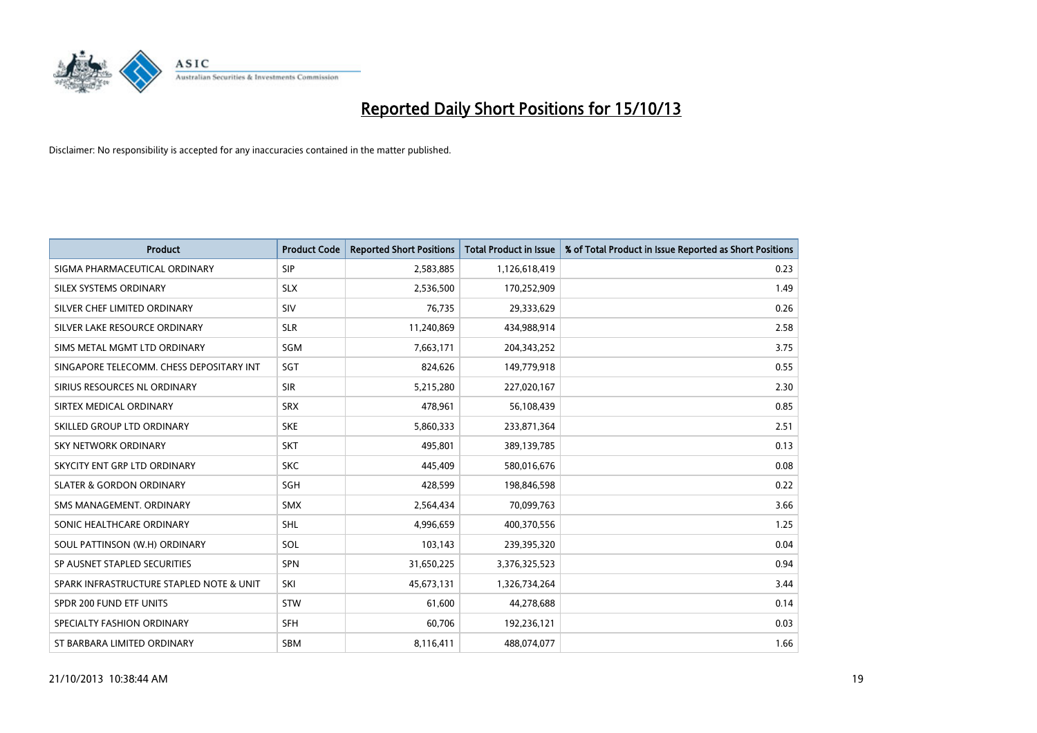# Reported Daily Short Positions for 15/10/13

Disclaimer: No responsibility is accepted for any inaccuracies contained in the matter published.

| Product | Product Code | Reported Short Positions | Total Product in Issue | % of Total Product in Issue Reported as Short Positions |
|---|---|---|---|---|
| SIGMA PHARMACEUTICAL ORDINARY | SIP | 2,583,885 | 1,126,618,419 | 0.23 |
| SILEX SYSTEMS ORDINARY | SLX | 2,536,500 | 170,252,909 | 1.49 |
| SILVER CHEF LIMITED ORDINARY | SIV | 76,735 | 29,333,629 | 0.26 |
| SILVER LAKE RESOURCE ORDINARY | SLR | 11,240,869 | 434,988,914 | 2.58 |
| SIMS METAL MGMT LTD ORDINARY | SGM | 7,663,171 | 204,343,252 | 3.75 |
| SINGAPORE TELECOMM. CHESS DEPOSITARY INT | SGT | 824,626 | 149,779,918 | 0.55 |
| SIRIUS RESOURCES NL ORDINARY | SIR | 5,215,280 | 227,020,167 | 2.30 |
| SIRTEX MEDICAL ORDINARY | SRX | 478,961 | 56,108,439 | 0.85 |
| SKILLED GROUP LTD ORDINARY | SKE | 5,860,333 | 233,871,364 | 2.51 |
| SKY NETWORK ORDINARY | SKT | 495,801 | 389,139,785 | 0.13 |
| SKYCITY ENT GRP LTD ORDINARY | SKC | 445,409 | 580,016,676 | 0.08 |
| SLATER & GORDON ORDINARY | SGH | 428,599 | 198,846,598 | 0.22 |
| SMS MANAGEMENT. ORDINARY | SMX | 2,564,434 | 70,099,763 | 3.66 |
| SONIC HEALTHCARE ORDINARY | SHL | 4,996,659 | 400,370,556 | 1.25 |
| SOUL PATTINSON (W.H) ORDINARY | SOL | 103,143 | 239,395,320 | 0.04 |
| SP AUSNET STAPLED SECURITIES | SPN | 31,650,225 | 3,376,325,523 | 0.94 |
| SPARK INFRASTRUCTURE STAPLED NOTE & UNIT | SKI | 45,673,131 | 1,326,734,264 | 3.44 |
| SPDR 200 FUND ETF UNITS | STW | 61,600 | 44,278,688 | 0.14 |
| SPECIALTY FASHION ORDINARY | SFH | 60,706 | 192,236,121 | 0.03 |
| ST BARBARA LIMITED ORDINARY | SBM | 8,116,411 | 488,074,077 | 1.66 |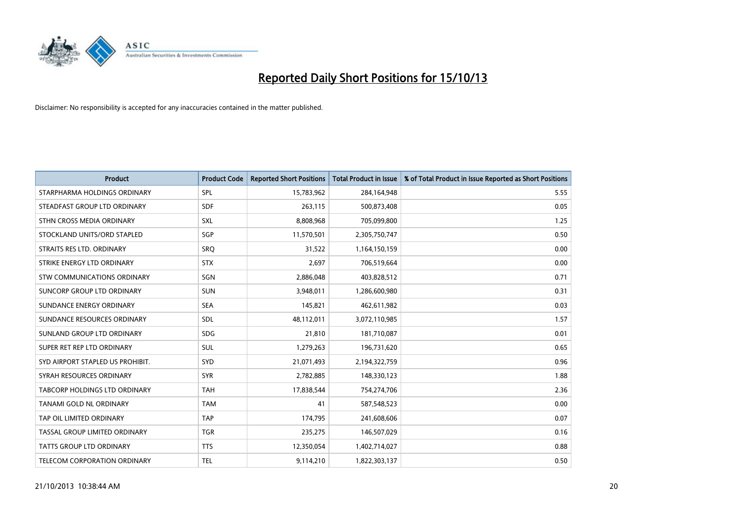# Reported Daily Short Positions for 15/10/13

Disclaimer: No responsibility is accepted for any inaccuracies contained in the matter published.

| Product | Product Code | Reported Short Positions | Total Product in Issue | % of Total Product in Issue Reported as Short Positions |
|---|---|---|---|---|
| STARPHARMA HOLDINGS ORDINARY | SPL | 15,783,962 | 284,164,948 | 5.55 |
| STEADFAST GROUP LTD ORDINARY | SDF | 263,115 | 500,873,408 | 0.05 |
| STHN CROSS MEDIA ORDINARY | SXL | 8,808,968 | 705,099,800 | 1.25 |
| STOCKLAND UNITS/ORD STAPLED | SGP | 11,570,501 | 2,305,750,747 | 0.50 |
| STRAITS RES LTD. ORDINARY | SRQ | 31,522 | 1,164,150,159 | 0.00 |
| STRIKE ENERGY LTD ORDINARY | STX | 2,697 | 706,519,664 | 0.00 |
| STW COMMUNICATIONS ORDINARY | SGN | 2,886,048 | 403,828,512 | 0.71 |
| SUNCORP GROUP LTD ORDINARY | SUN | 3,948,011 | 1,286,600,980 | 0.31 |
| SUNDANCE ENERGY ORDINARY | SEA | 145,821 | 462,611,982 | 0.03 |
| SUNDANCE RESOURCES ORDINARY | SDL | 48,112,011 | 3,072,110,985 | 1.57 |
| SUNLAND GROUP LTD ORDINARY | SDG | 21,810 | 181,710,087 | 0.01 |
| SUPER RET REP LTD ORDINARY | SUL | 1,279,263 | 196,731,620 | 0.65 |
| SYD AIRPORT STAPLED US PROHIBIT. | SYD | 21,071,493 | 2,194,322,759 | 0.96 |
| SYRAH RESOURCES ORDINARY | SYR | 2,782,885 | 148,330,123 | 1.88 |
| TABCORP HOLDINGS LTD ORDINARY | TAH | 17,838,544 | 754,274,706 | 2.36 |
| TANAMI GOLD NL ORDINARY | TAM | 41 | 587,548,523 | 0.00 |
| TAP OIL LIMITED ORDINARY | TAP | 174,795 | 241,608,606 | 0.07 |
| TASSAL GROUP LIMITED ORDINARY | TGR | 235,275 | 146,507,029 | 0.16 |
| TATTS GROUP LTD ORDINARY | TTS | 12,350,054 | 1,402,714,027 | 0.88 |
| TELECOM CORPORATION ORDINARY | TEL | 9,114,210 | 1,822,303,137 | 0.50 |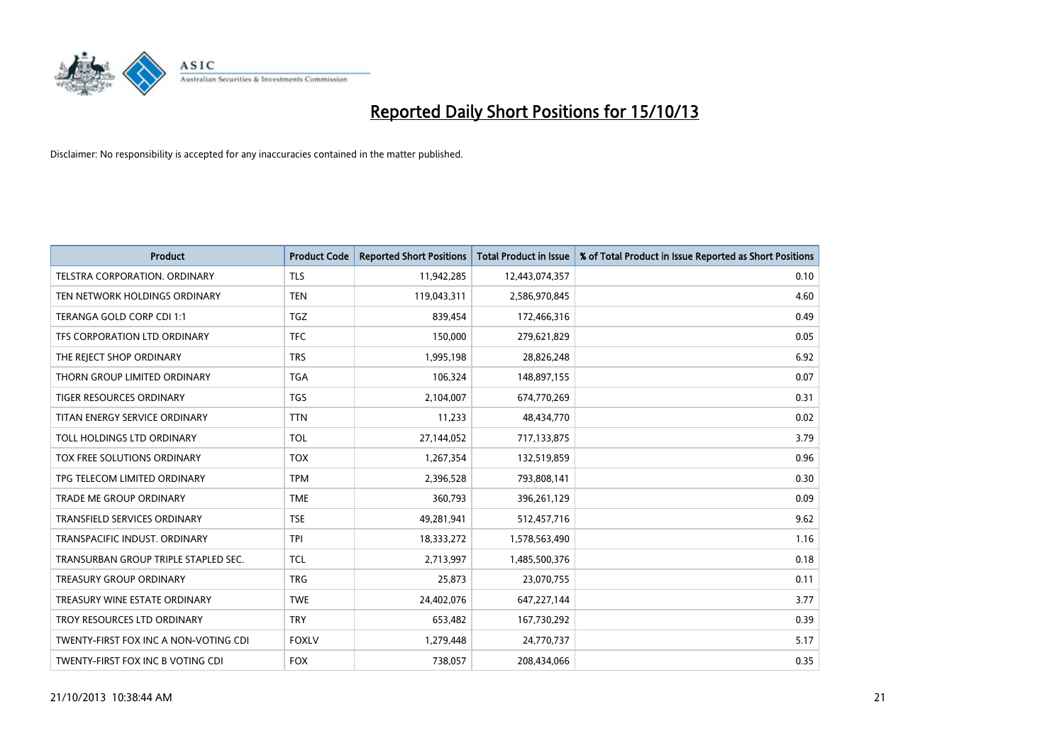# Reported Daily Short Positions for 15/10/13

Disclaimer: No responsibility is accepted for any inaccuracies contained in the matter published.

| Product | Product Code | Reported Short Positions | Total Product in Issue | % of Total Product in Issue Reported as Short Positions |
|---|---|---|---|---|
| TELSTRA CORPORATION. ORDINARY | TLS | 11,942,285 | 12,443,074,357 | 0.10 |
| TEN NETWORK HOLDINGS ORDINARY | TEN | 119,043,311 | 2,586,970,845 | 4.60 |
| TERANGA GOLD CORP CDI 1:1 | TGZ | 839,454 | 172,466,316 | 0.49 |
| TFS CORPORATION LTD ORDINARY | TFC | 150,000 | 279,621,829 | 0.05 |
| THE REJECT SHOP ORDINARY | TRS | 1,995,198 | 28,826,248 | 6.92 |
| THORN GROUP LIMITED ORDINARY | TGA | 106,324 | 148,897,155 | 0.07 |
| TIGER RESOURCES ORDINARY | TGS | 2,104,007 | 674,770,269 | 0.31 |
| TITAN ENERGY SERVICE ORDINARY | TTN | 11,233 | 48,434,770 | 0.02 |
| TOLL HOLDINGS LTD ORDINARY | TOL | 27,144,052 | 717,133,875 | 3.79 |
| TOX FREE SOLUTIONS ORDINARY | TOX | 1,267,354 | 132,519,859 | 0.96 |
| TPG TELECOM LIMITED ORDINARY | TPM | 2,396,528 | 793,808,141 | 0.30 |
| TRADE ME GROUP ORDINARY | TME | 360,793 | 396,261,129 | 0.09 |
| TRANSFIELD SERVICES ORDINARY | TSE | 49,281,941 | 512,457,716 | 9.62 |
| TRANSPACIFIC INDUST. ORDINARY | TPI | 18,333,272 | 1,578,563,490 | 1.16 |
| TRANSURBAN GROUP TRIPLE STAPLED SEC. | TCL | 2,713,997 | 1,485,500,376 | 0.18 |
| TREASURY GROUP ORDINARY | TRG | 25,873 | 23,070,755 | 0.11 |
| TREASURY WINE ESTATE ORDINARY | TWE | 24,402,076 | 647,227,144 | 3.77 |
| TROY RESOURCES LTD ORDINARY | TRY | 653,482 | 167,730,292 | 0.39 |
| TWENTY-FIRST FOX INC A NON-VOTING CDI | FOXLV | 1,279,448 | 24,770,737 | 5.17 |
| TWENTY-FIRST FOX INC B VOTING CDI | FOX | 738,057 | 208,434,066 | 0.35 |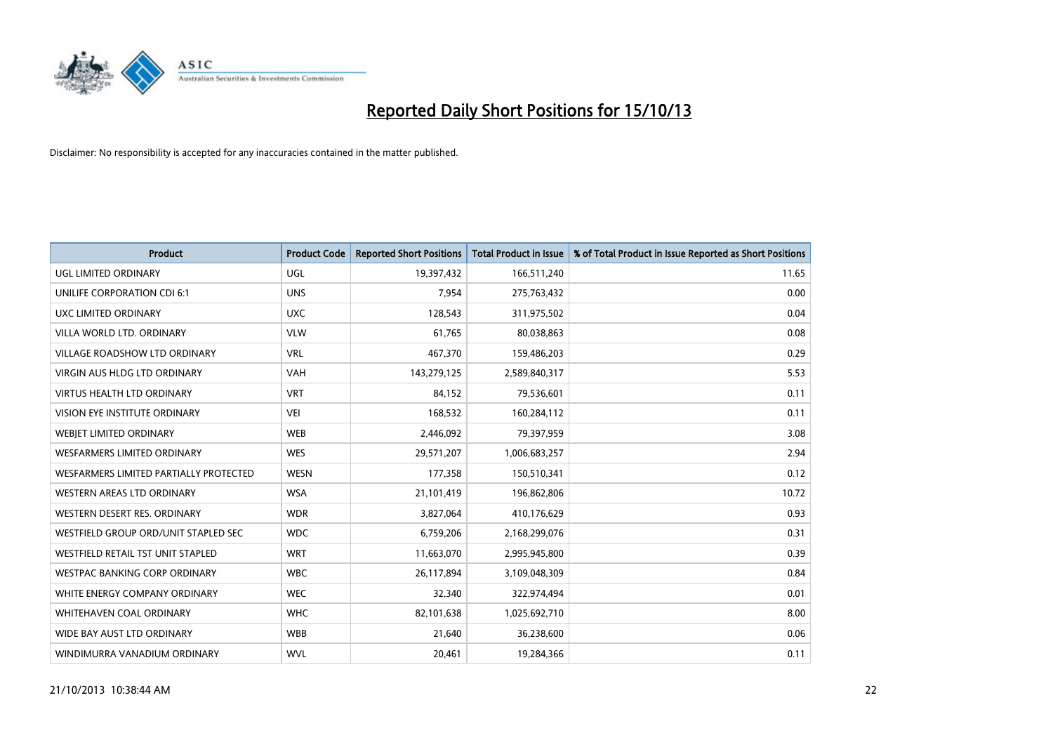# Reported Daily Short Positions for 15/10/13

Disclaimer: No responsibility is accepted for any inaccuracies contained in the matter published.

| Product | Product Code | Reported Short Positions | Total Product in Issue | % of Total Product in Issue Reported as Short Positions |
|---|---|---|---|---|
| UGL LIMITED ORDINARY | UGL | 19,397,432 | 166,511,240 | 11.65 |
| UNILIFE CORPORATION CDI 6:1 | UNS | 7,954 | 275,763,432 | 0.00 |
| UXC LIMITED ORDINARY | UXC | 128,543 | 311,975,502 | 0.04 |
| VILLA WORLD LTD. ORDINARY | VLW | 61,765 | 80,038,863 | 0.08 |
| VILLAGE ROADSHOW LTD ORDINARY | VRL | 467,370 | 159,486,203 | 0.29 |
| VIRGIN AUS HLDG LTD ORDINARY | VAH | 143,279,125 | 2,589,840,317 | 5.53 |
| VIRTUS HEALTH LTD ORDINARY | VRT | 84,152 | 79,536,601 | 0.11 |
| VISION EYE INSTITUTE ORDINARY | VEI | 168,532 | 160,284,112 | 0.11 |
| WEBJET LIMITED ORDINARY | WEB | 2,446,092 | 79,397,959 | 3.08 |
| WESFARMERS LIMITED ORDINARY | WES | 29,571,207 | 1,006,683,257 | 2.94 |
| WESFARMERS LIMITED PARTIALLY PROTECTED | WESN | 177,358 | 150,510,341 | 0.12 |
| WESTERN AREAS LTD ORDINARY | WSA | 21,101,419 | 196,862,806 | 10.72 |
| WESTERN DESERT RES. ORDINARY | WDR | 3,827,064 | 410,176,629 | 0.93 |
| WESTFIELD GROUP ORD/UNIT STAPLED SEC | WDC | 6,759,206 | 2,168,299,076 | 0.31 |
| WESTFIELD RETAIL TST UNIT STAPLED | WRT | 11,663,070 | 2,995,945,800 | 0.39 |
| WESTPAC BANKING CORP ORDINARY | WBC | 26,117,894 | 3,109,048,309 | 0.84 |
| WHITE ENERGY COMPANY ORDINARY | WEC | 32,340 | 322,974,494 | 0.01 |
| WHITEHAVEN COAL ORDINARY | WHC | 82,101,638 | 1,025,692,710 | 8.00 |
| WIDE BAY AUST LTD ORDINARY | WBB | 21,640 | 36,238,600 | 0.06 |
| WINDIMURRA VANADIUM ORDINARY | WVL | 20,461 | 19,284,366 | 0.11 |

21/10/2013 10:38:44 AM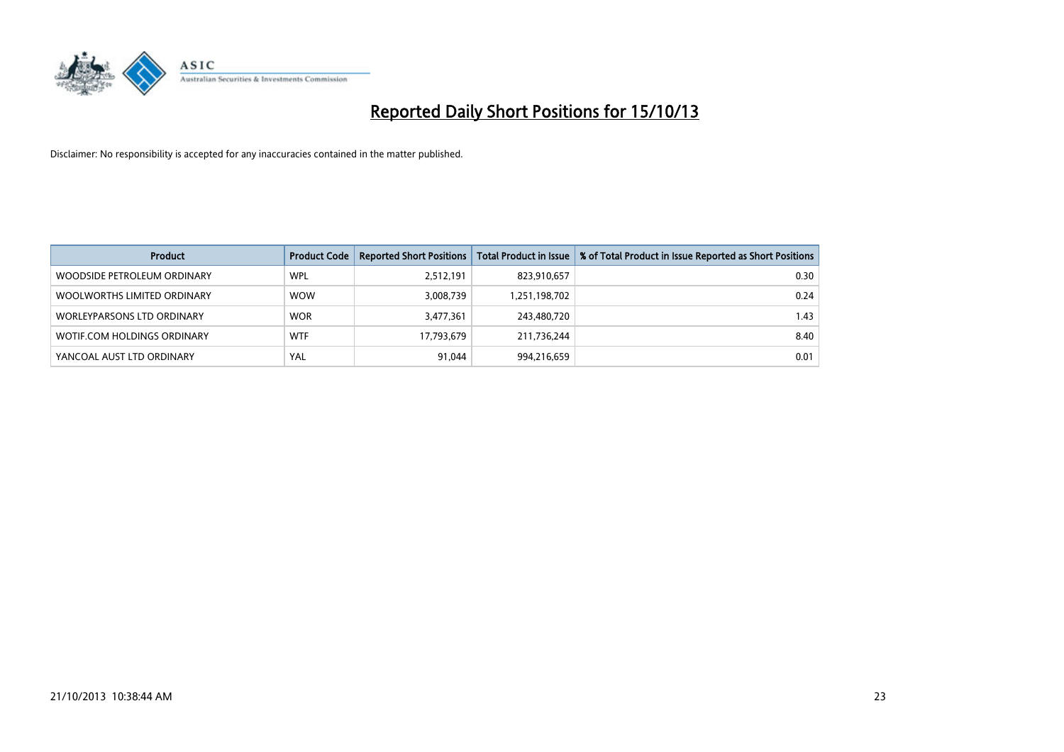# Reported Daily Short Positions for 15/10/13

Disclaimer: No responsibility is accepted for any inaccuracies contained in the matter published.

| Product | Product Code | Reported Short Positions | Total Product in Issue | % of Total Product in Issue Reported as Short Positions |
|---|---|---|---|---|
| WOODSIDE PETROLEUM ORDINARY | WPL | 2,512,191 | 823,910,657 | 0.30 |
| WOOLWORTHS LIMITED ORDINARY | WOW | 3,008,739 | 1,251,198,702 | 0.24 |
| WORLEYPARSONS LTD ORDINARY | WOR | 3,477,361 | 243,480,720 | 1.43 |
| WOTIF.COM HOLDINGS ORDINARY | WTF | 17,793,679 | 211,736,244 | 8.40 |
| YANCOAL AUST LTD ORDINARY | YAL | 91,044 | 994,216,659 | 0.01 |

21/10/2013 10:38:44 AM